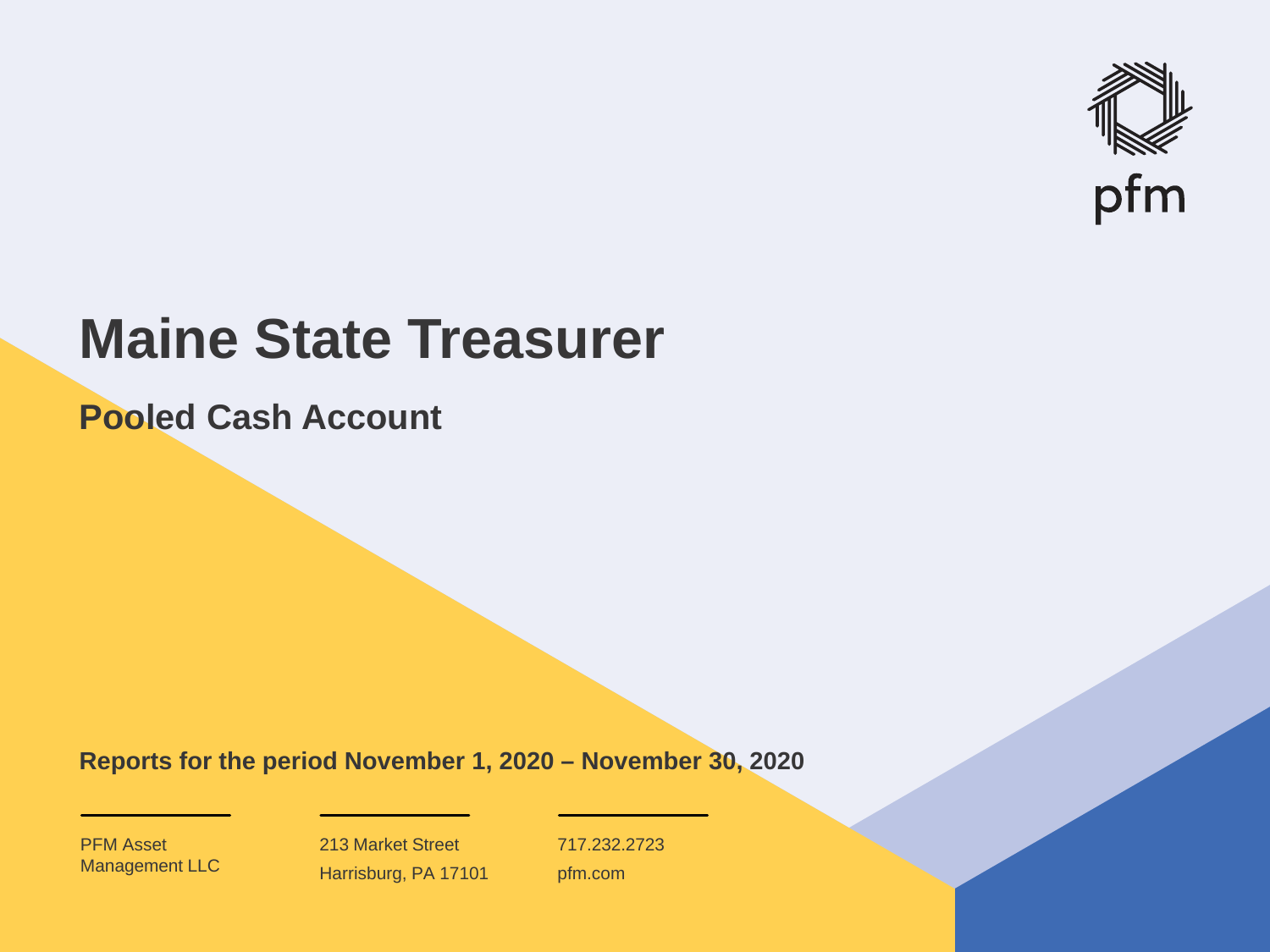pfm

# Maine State Treasurer

## Pooled Cash Account

**Reports for the period November 1, 2020 – November 30, 2020**

PFM Asset Management LLC

213 Market Street
Harrisburg, PA 17101

717.232.2723
pfm.com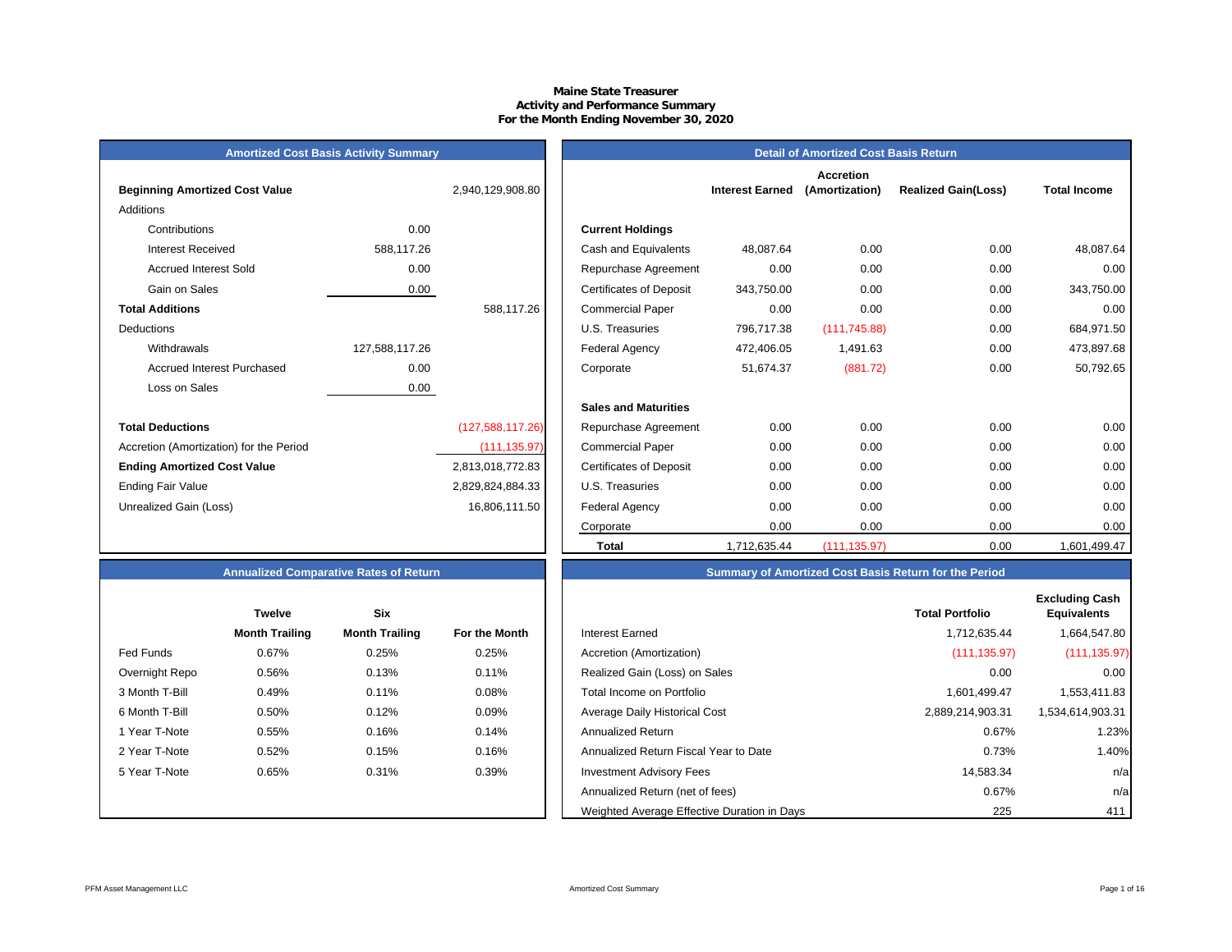# Maine State Treasurer
## Activity and Performance Summary
### For the Month Ending November 30, 2020

**Amortized Cost Basis Activity Summary**

| | | |
|---|---|---|
| **Beginning Amortized Cost Value** | | 2,940,129,908.80 |
| Additions | | |
| Contributions | 0.00 | |
| Interest Received | 588,117.26 | |
| Accrued Interest Sold | 0.00 | |
| Gain on Sales | 0.00 | |
| **Total Additions** | | 588,117.26 |
| Deductions | | |
| Withdrawals | 127,588,117.26 | |
| Accrued Interest Purchased | 0.00 | |
| Loss on Sales | 0.00 | |
| **Total Deductions** | | (127,588,117.26) |
| Accretion (Amortization) for the Period | | (111,135.97) |
| **Ending Amortized Cost Value** | | 2,813,018,772.83 |
| Ending Fair Value | | 2,829,824,884.33 |
| Unrealized Gain (Loss) | | 16,806,111.50 |

**Detail of Amortized Cost Basis Return**

| | Interest Earned | Accretion (Amortization) | Realized Gain(Loss) | Total Income |
|---|---|---|---|---|
| **Current Holdings** | | | | |
| Cash and Equivalents | 48,087.64 | 0.00 | 0.00 | 48,087.64 |
| Repurchase Agreement | 0.00 | 0.00 | 0.00 | 0.00 |
| Certificates of Deposit | 343,750.00 | 0.00 | 0.00 | 343,750.00 |
| Commercial Paper | 0.00 | 0.00 | 0.00 | 0.00 |
| U.S. Treasuries | 796,717.38 | (111,745.88) | 0.00 | 684,971.50 |
| Federal Agency | 472,406.05 | 1,491.63 | 0.00 | 473,897.68 |
| Corporate | 51,674.37 | (881.72) | 0.00 | 50,792.65 |
| **Sales and Maturities** | | | | |
| Repurchase Agreement | 0.00 | 0.00 | 0.00 | 0.00 |
| Commercial Paper | 0.00 | 0.00 | 0.00 | 0.00 |
| Certificates of Deposit | 0.00 | 0.00 | 0.00 | 0.00 |
| U.S. Treasuries | 0.00 | 0.00 | 0.00 | 0.00 |
| Federal Agency | 0.00 | 0.00 | 0.00 | 0.00 |
| Corporate | 0.00 | 0.00 | 0.00 | 0.00 |
| **Total** | 1,712,635.44 | (111,135.97) | 0.00 | 1,601,499.47 |

**Annualized Comparative Rates of Return**

| | Twelve Month Trailing | Six Month Trailing | For the Month |
|---|---|---|---|
| Fed Funds | 0.67% | 0.25% | 0.25% |
| Overnight Repo | 0.56% | 0.13% | 0.11% |
| 3 Month T-Bill | 0.49% | 0.11% | 0.08% |
| 6 Month T-Bill | 0.50% | 0.12% | 0.09% |
| 1 Year T-Note | 0.55% | 0.16% | 0.14% |
| 2 Year T-Note | 0.52% | 0.15% | 0.16% |
| 5 Year T-Note | 0.65% | 0.31% | 0.39% |

**Summary of Amortized Cost Basis Return for the Period**

| | Total Portfolio | Excluding Cash Equivalents |
|---|---|---|
| Interest Earned | 1,712,635.44 | 1,664,547.80 |
| Accretion (Amortization) | (111,135.97) | (111,135.97) |
| Realized Gain (Loss) on Sales | 0.00 | 0.00 |
| Total Income on Portfolio | 1,601,499.47 | 1,553,411.83 |
| Average Daily Historical Cost | 2,889,214,903.31 | 1,534,614,903.31 |
| Annualized Return | 0.67% | 1.23% |
| Annualized Return Fiscal Year to Date | 0.73% | 1.40% |
| Investment Advisory Fees | 14,583.34 | n/a |
| Annualized Return (net of fees) | 0.67% | n/a |
| Weighted Average Effective Duration in Days | 225 | 411 |

PFM Asset Management LLC — Amortized Cost Summary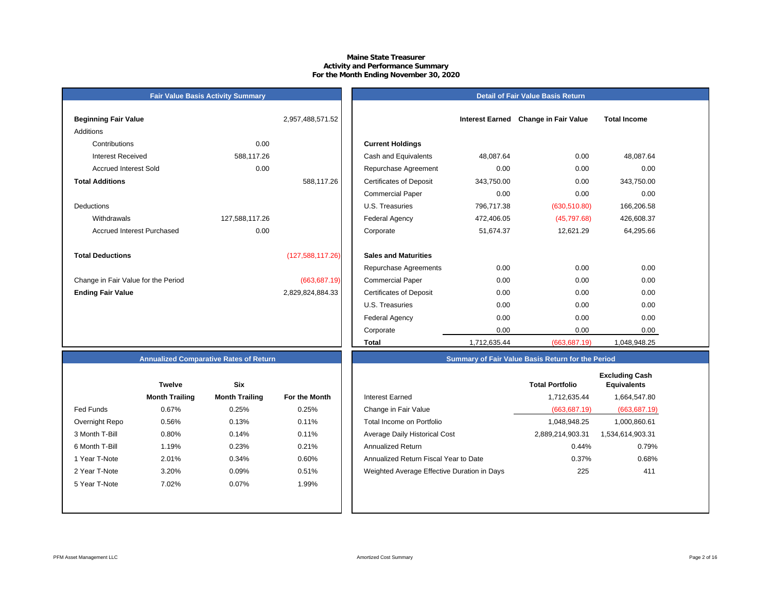# Maine State Treasurer
## Activity and Performance Summary
### For the Month Ending November 30, 2020

## Fair Value Basis Activity Summary

| | | |
|---|---|---|
| **Beginning Fair Value** | | 2,957,488,571.52 |
| Additions | | |
| Contributions | 0.00 | |
| Interest Received | 588,117.26 | |
| Accrued Interest Sold | 0.00 | |
| **Total Additions** | | 588,117.26 |
| Deductions | | |
| Withdrawals | 127,588,117.26 | |
| Accrued Interest Purchased | 0.00 | |
| **Total Deductions** | | (127,588,117.26) |
| Change in Fair Value for the Period | | (663,687.19) |
| **Ending Fair Value** | | 2,829,824,884.33 |

## Detail of Fair Value Basis Return

| | Interest Earned | Change in Fair Value | Total Income |
|---|---|---|---|
| **Current Holdings** | | | |
| Cash and Equivalents | 48,087.64 | 0.00 | 48,087.64 |
| Repurchase Agreement | 0.00 | 0.00 | 0.00 |
| Certificates of Deposit | 343,750.00 | 0.00 | 343,750.00 |
| Commercial Paper | 0.00 | 0.00 | 0.00 |
| U.S. Treasuries | 796,717.38 | (630,510.80) | 166,206.58 |
| Federal Agency | 472,406.05 | (45,797.68) | 426,608.37 |
| Corporate | 51,674.37 | 12,621.29 | 64,295.66 |
| **Sales and Maturities** | | | |
| Repurchase Agreements | 0.00 | 0.00 | 0.00 |
| Commercial Paper | 0.00 | 0.00 | 0.00 |
| Certificates of Deposit | 0.00 | 0.00 | 0.00 |
| U.S. Treasuries | 0.00 | 0.00 | 0.00 |
| Federal Agency | 0.00 | 0.00 | 0.00 |
| Corporate | 0.00 | 0.00 | 0.00 |
| **Total** | 1,712,635.44 | (663,687.19) | 1,048,948.25 |

## Annualized Comparative Rates of Return

| | Twelve Month Trailing | Six Month Trailing | For the Month |
|---|---|---|---|
| Fed Funds | 0.67% | 0.25% | 0.25% |
| Overnight Repo | 0.56% | 0.13% | 0.11% |
| 3 Month T-Bill | 0.80% | 0.14% | 0.11% |
| 6 Month T-Bill | 1.19% | 0.23% | 0.21% |
| 1 Year T-Note | 2.01% | 0.34% | 0.60% |
| 2 Year T-Note | 3.20% | 0.09% | 0.51% |
| 5 Year T-Note | 7.02% | 0.07% | 1.99% |

## Summary of Fair Value Basis Return for the Period

| | Total Portfolio | Excluding Cash Equivalents |
|---|---|---|
| Interest Earned | 1,712,635.44 | 1,664,547.80 |
| Change in Fair Value | (663,687.19) | (663,687.19) |
| Total Income on Portfolio | 1,048,948.25 | 1,000,860.61 |
| Average Daily Historical Cost | 2,889,214,903.31 | 1,534,614,903.31 |
| Annualized Return | 0.44% | 0.79% |
| Annualized Return Fiscal Year to Date | 0.37% | 0.68% |
| Weighted Average Effective Duration in Days | 225 | 411 |

PFM Asset Management LLC

Amortized Cost Summary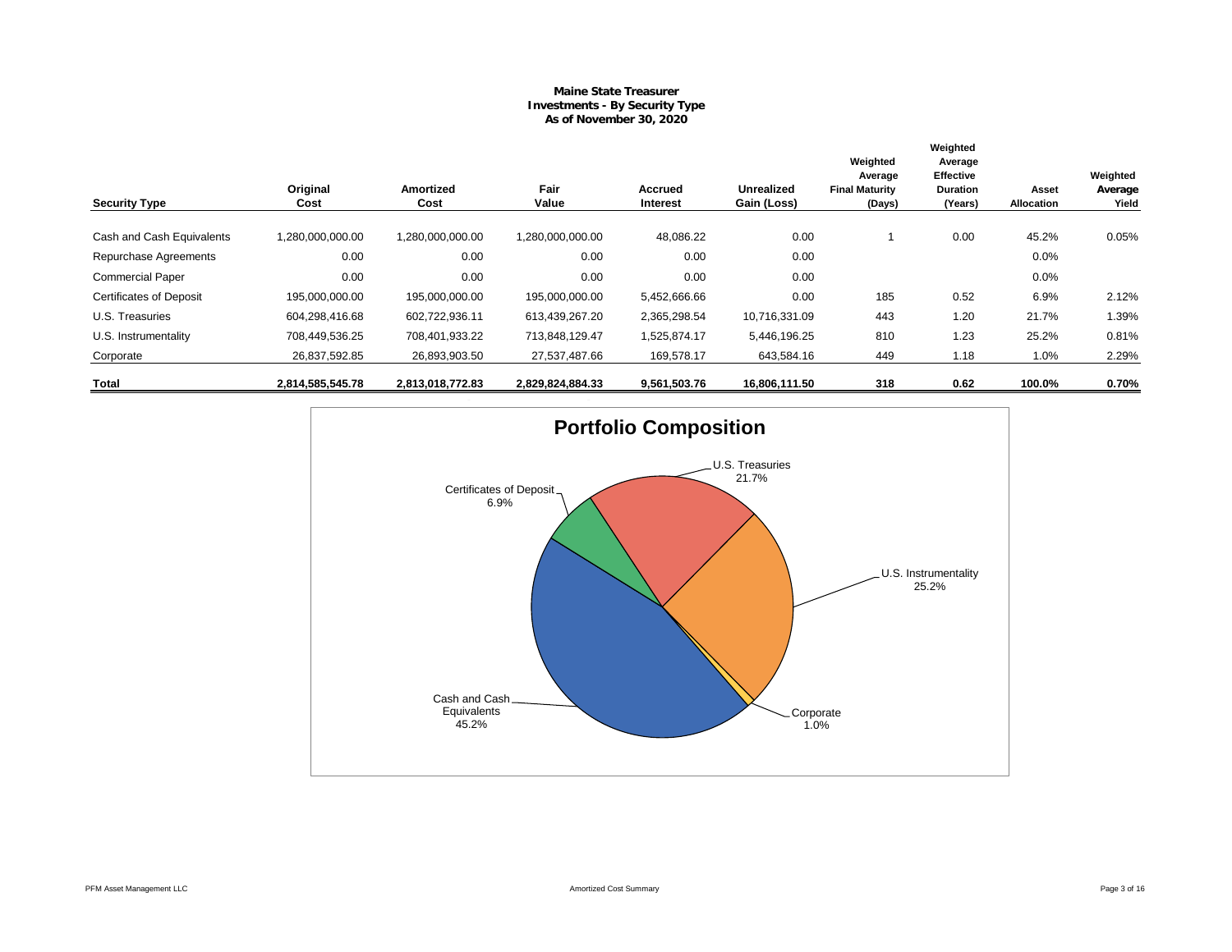# Maine State Treasurer
## Investments - By Security Type
### As of November 30, 2020

| Security Type | Original Cost | Amortized Cost | Fair Value | Accrued Interest | Unrealized Gain (Loss) | Weighted Average Final Maturity (Days) | Weighted Average Effective Duration (Years) | Asset Allocation | Weighted Average Yield |
|---|---|---|---|---|---|---|---|---|---|
| Cash and Cash Equivalents | 1,280,000,000.00 | 1,280,000,000.00 | 1,280,000,000.00 | 48,086.22 | 0.00 | 1 | 0.00 | 45.2% | 0.05% |
| Repurchase Agreements | 0.00 | 0.00 | 0.00 | 0.00 | 0.00 | | | 0.0% | |
| Commercial Paper | 0.00 | 0.00 | 0.00 | 0.00 | 0.00 | | | 0.0% | |
| Certificates of Deposit | 195,000,000.00 | 195,000,000.00 | 195,000,000.00 | 5,452,666.66 | 0.00 | 185 | 0.52 | 6.9% | 2.12% |
| U.S. Treasuries | 604,298,416.68 | 602,722,936.11 | 613,439,267.20 | 2,365,298.54 | 10,716,331.09 | 443 | 1.20 | 21.7% | 1.39% |
| U.S. Instrumentality | 708,449,536.25 | 708,401,933.22 | 713,848,129.47 | 1,525,874.17 | 5,446,196.25 | 810 | 1.23 | 25.2% | 0.81% |
| Corporate | 26,837,592.85 | 26,893,903.50 | 27,537,487.66 | 169,578.17 | 643,584.16 | 449 | 1.18 | 1.0% | 2.29% |
| **Total** | **2,814,585,545.78** | **2,813,018,772.83** | **2,829,824,884.33** | **9,561,503.76** | **16,806,111.50** | **318** | **0.62** | **100.0%** | **0.70%** |

**Portfolio Composition**

- Cash and Cash Equivalents 45.2%
- U.S. Instrumentality 25.2%
- U.S. Treasuries 21.7%
- Certificates of Deposit 6.9%
- Corporate 1.0%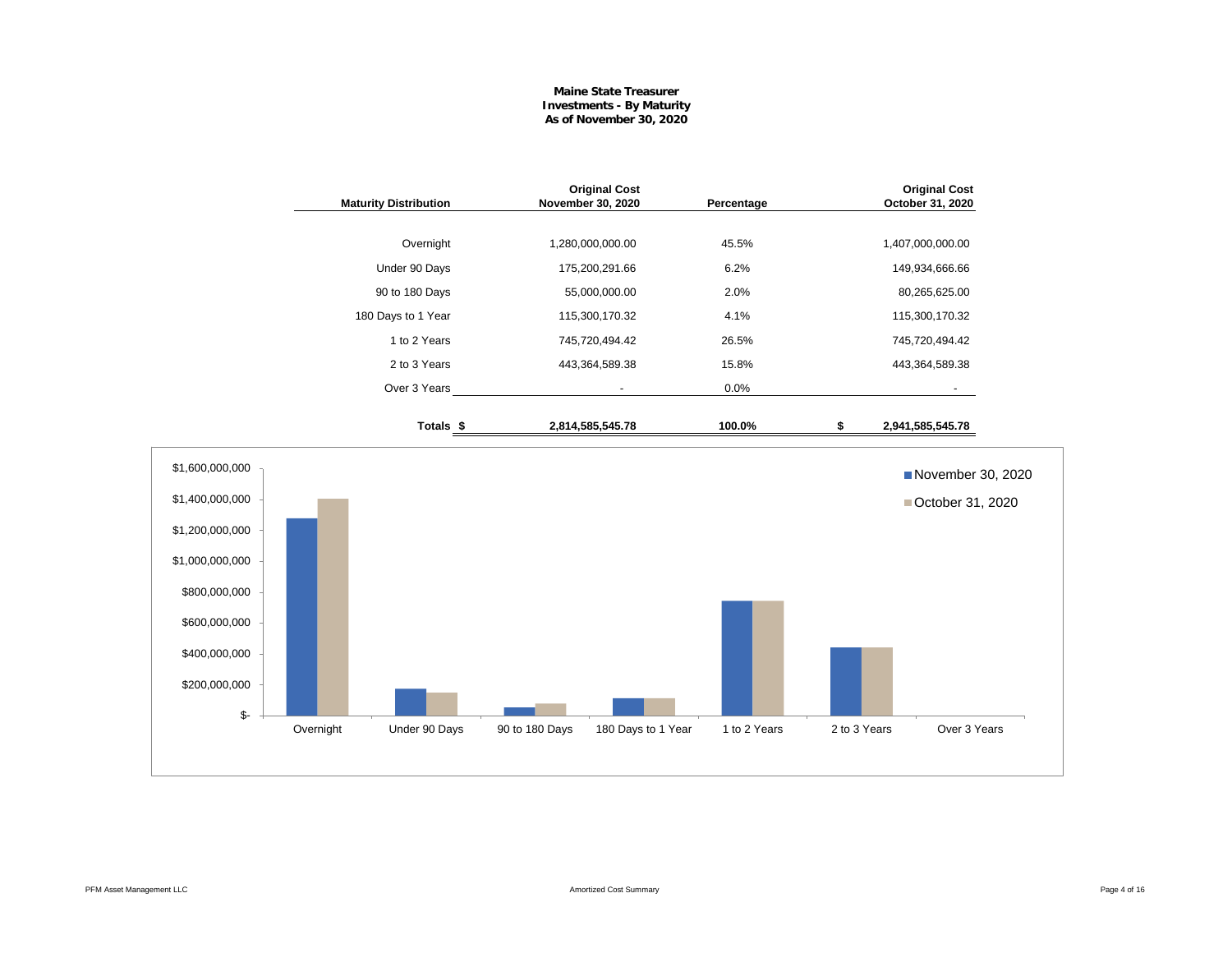**Maine State Treasurer**
**Investments - By Maturity**
**As of November 30, 2020**

| Maturity Distribution | Original Cost November 30, 2020 | Percentage | Original Cost October 31, 2020 |
|---|---|---|---|
| Overnight | 1,280,000,000.00 | 45.5% | 1,407,000,000.00 |
| Under 90 Days | 175,200,291.66 | 6.2% | 149,934,666.66 |
| 90 to 180 Days | 55,000,000.00 | 2.0% | 80,265,625.00 |
| 180 Days to 1 Year | 115,300,170.32 | 4.1% | 115,300,170.32 |
| 1 to 2 Years | 745,720,494.42 | 26.5% | 745,720,494.42 |
| 2 to 3 Years | 443,364,589.38 | 15.8% | 443,364,589.38 |
| Over 3 Years | - | 0.0% | - |
| **Totals $** | **2,814,585,545.78** | **100.0%** | **$ 2,941,585,545.78** |

Amortized Cost Summary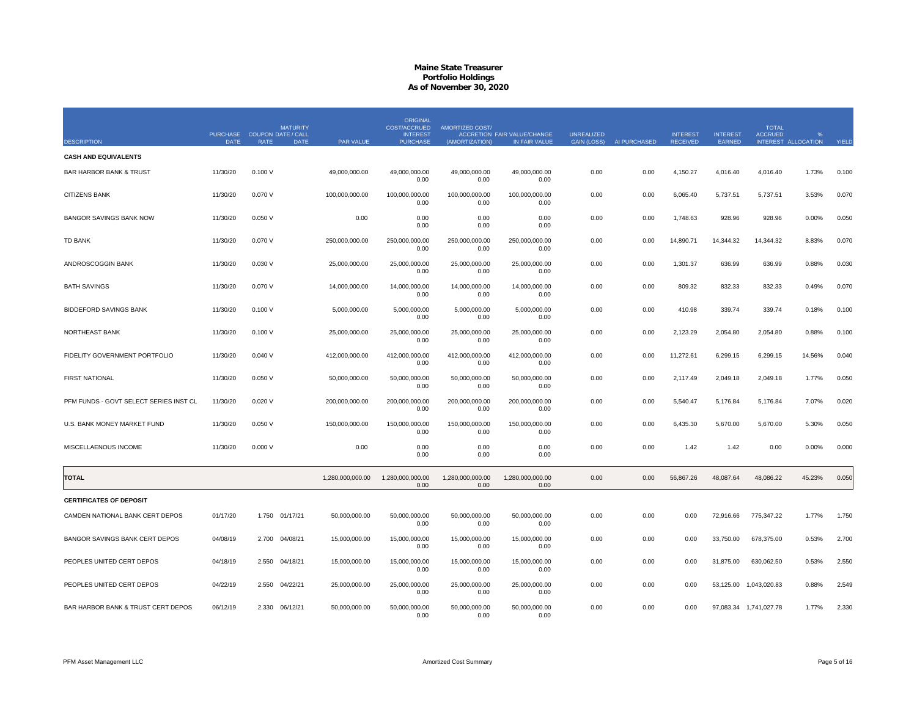# Maine State Treasurer
## Portfolio Holdings
### As of November 30, 2020

| DESCRIPTION | PURCHASE DATE | COUPON RATE | MATURITY DATE / CALL DATE | PAR VALUE | ORIGINAL COST/ACCRUED INTEREST PURCHASE | AMORTIZED COST/ (AMORTIZATION) ACCRETION | FAIR VALUE/CHANGE IN FAIR VALUE | UNREALIZED GAIN (LOSS) | AI PURCHASED | INTEREST RECEIVED | INTEREST EARNED | TOTAL ACCRUED INTEREST | % ALLOCATION | YIELD |
|---|---|---|---|---|---|---|---|---|---|---|---|---|---|---|
| **CASH AND EQUIVALENTS** | | | | | | | | | | | | | | |
| BAR HARBOR BANK & TRUST | 11/30/20 | 0.100 V | | 49,000,000.00 | 49,000,000.00<br>0.00 | 49,000,000.00<br>0.00 | 49,000,000.00<br>0.00 | 0.00 | 0.00 | 4,150.27 | 4,016.40 | 4,016.40 | 1.73% | 0.100 |
| CITIZENS BANK | 11/30/20 | 0.070 V | | 100,000,000.00 | 100,000,000.00<br>0.00 | 100,000,000.00<br>0.00 | 100,000,000.00<br>0.00 | 0.00 | 0.00 | 6,065.40 | 5,737.51 | 5,737.51 | 3.53% | 0.070 |
| BANGOR SAVINGS BANK NOW | 11/30/20 | 0.050 V | | 0.00 | 0.00<br>0.00 | 0.00<br>0.00 | 0.00<br>0.00 | 0.00 | 0.00 | 1,748.63 | 928.96 | 928.96 | 0.00% | 0.050 |
| TD BANK | 11/30/20 | 0.070 V | | 250,000,000.00 | 250,000,000.00<br>0.00 | 250,000,000.00<br>0.00 | 250,000,000.00<br>0.00 | 0.00 | 0.00 | 14,890.71 | 14,344.32 | 14,344.32 | 8.83% | 0.070 |
| ANDROSCOGGIN BANK | 11/30/20 | 0.030 V | | 25,000,000.00 | 25,000,000.00<br>0.00 | 25,000,000.00<br>0.00 | 25,000,000.00<br>0.00 | 0.00 | 0.00 | 1,301.37 | 636.99 | 636.99 | 0.88% | 0.030 |
| BATH SAVINGS | 11/30/20 | 0.070 V | | 14,000,000.00 | 14,000,000.00<br>0.00 | 14,000,000.00<br>0.00 | 14,000,000.00<br>0.00 | 0.00 | 0.00 | 809.32 | 832.33 | 832.33 | 0.49% | 0.070 |
| BIDDEFORD SAVINGS BANK | 11/30/20 | 0.100 V | | 5,000,000.00 | 5,000,000.00<br>0.00 | 5,000,000.00<br>0.00 | 5,000,000.00<br>0.00 | 0.00 | 0.00 | 410.98 | 339.74 | 339.74 | 0.18% | 0.100 |
| NORTHEAST BANK | 11/30/20 | 0.100 V | | 25,000,000.00 | 25,000,000.00<br>0.00 | 25,000,000.00<br>0.00 | 25,000,000.00<br>0.00 | 0.00 | 0.00 | 2,123.29 | 2,054.80 | 2,054.80 | 0.88% | 0.100 |
| FIDELITY GOVERNMENT PORTFOLIO | 11/30/20 | 0.040 V | | 412,000,000.00 | 412,000,000.00<br>0.00 | 412,000,000.00<br>0.00 | 412,000,000.00<br>0.00 | 0.00 | 0.00 | 11,272.61 | 6,299.15 | 6,299.15 | 14.56% | 0.040 |
| FIRST NATIONAL | 11/30/20 | 0.050 V | | 50,000,000.00 | 50,000,000.00<br>0.00 | 50,000,000.00<br>0.00 | 50,000,000.00<br>0.00 | 0.00 | 0.00 | 2,117.49 | 2,049.18 | 2,049.18 | 1.77% | 0.050 |
| PFM FUNDS - GOVT SELECT SERIES INST CL | 11/30/20 | 0.020 V | | 200,000,000.00 | 200,000,000.00<br>0.00 | 200,000,000.00<br>0.00 | 200,000,000.00<br>0.00 | 0.00 | 0.00 | 5,540.47 | 5,176.84 | 5,176.84 | 7.07% | 0.020 |
| U.S. BANK MONEY MARKET FUND | 11/30/20 | 0.050 V | | 150,000,000.00 | 150,000,000.00<br>0.00 | 150,000,000.00<br>0.00 | 150,000,000.00<br>0.00 | 0.00 | 0.00 | 6,435.30 | 5,670.00 | 5,670.00 | 5.30% | 0.050 |
| MISCELLANEOUS INCOME | 11/30/20 | 0.000 V | | 0.00 | 0.00<br>0.00 | 0.00<br>0.00 | 0.00<br>0.00 | 0.00 | 0.00 | 1.42 | 1.42 | 0.00 | 0.00% | 0.000 |
| **TOTAL** | | | | 1,280,000,000.00 | 1,280,000,000.00<br>0.00 | 1,280,000,000.00<br>0.00 | 1,280,000,000.00<br>0.00 | 0.00 | 0.00 | 56,867.26 | 48,087.64 | 48,086.22 | 45.23% | 0.050 |
| **CERTIFICATES OF DEPOSIT** | | | | | | | | | | | | | | |
| CAMDEN NATIONAL BANK CERT DEPOS | 01/17/20 | 1.750 | 01/17/21 | 50,000,000.00 | 50,000,000.00<br>0.00 | 50,000,000.00<br>0.00 | 50,000,000.00<br>0.00 | 0.00 | 0.00 | 0.00 | 72,916.66 | 775,347.22 | 1.77% | 1.750 |
| BANGOR SAVINGS BANK CERT DEPOS | 04/08/19 | 2.700 | 04/08/21 | 15,000,000.00 | 15,000,000.00<br>0.00 | 15,000,000.00<br>0.00 | 15,000,000.00<br>0.00 | 0.00 | 0.00 | 0.00 | 33,750.00 | 678,375.00 | 0.53% | 2.700 |
| PEOPLES UNITED CERT DEPOS | 04/18/19 | 2.550 | 04/18/21 | 15,000,000.00 | 15,000,000.00<br>0.00 | 15,000,000.00<br>0.00 | 15,000,000.00<br>0.00 | 0.00 | 0.00 | 0.00 | 31,875.00 | 630,062.50 | 0.53% | 2.550 |
| PEOPLES UNITED CERT DEPOS | 04/22/19 | 2.550 | 04/22/21 | 25,000,000.00 | 25,000,000.00<br>0.00 | 25,000,000.00<br>0.00 | 25,000,000.00<br>0.00 | 0.00 | 0.00 | 0.00 | 53,125.00 | 1,043,020.83 | 0.88% | 2.549 |
| BAR HARBOR BANK & TRUST CERT DEPOS | 06/12/19 | 2.330 | 06/12/21 | 50,000,000.00 | 50,000,000.00<br>0.00 | 50,000,000.00<br>0.00 | 50,000,000.00<br>0.00 | 0.00 | 0.00 | 0.00 | 97,083.34 | 1,741,027.78 | 1.77% | 2.330 |

PFM Asset Management LLC — Amortized Cost Summary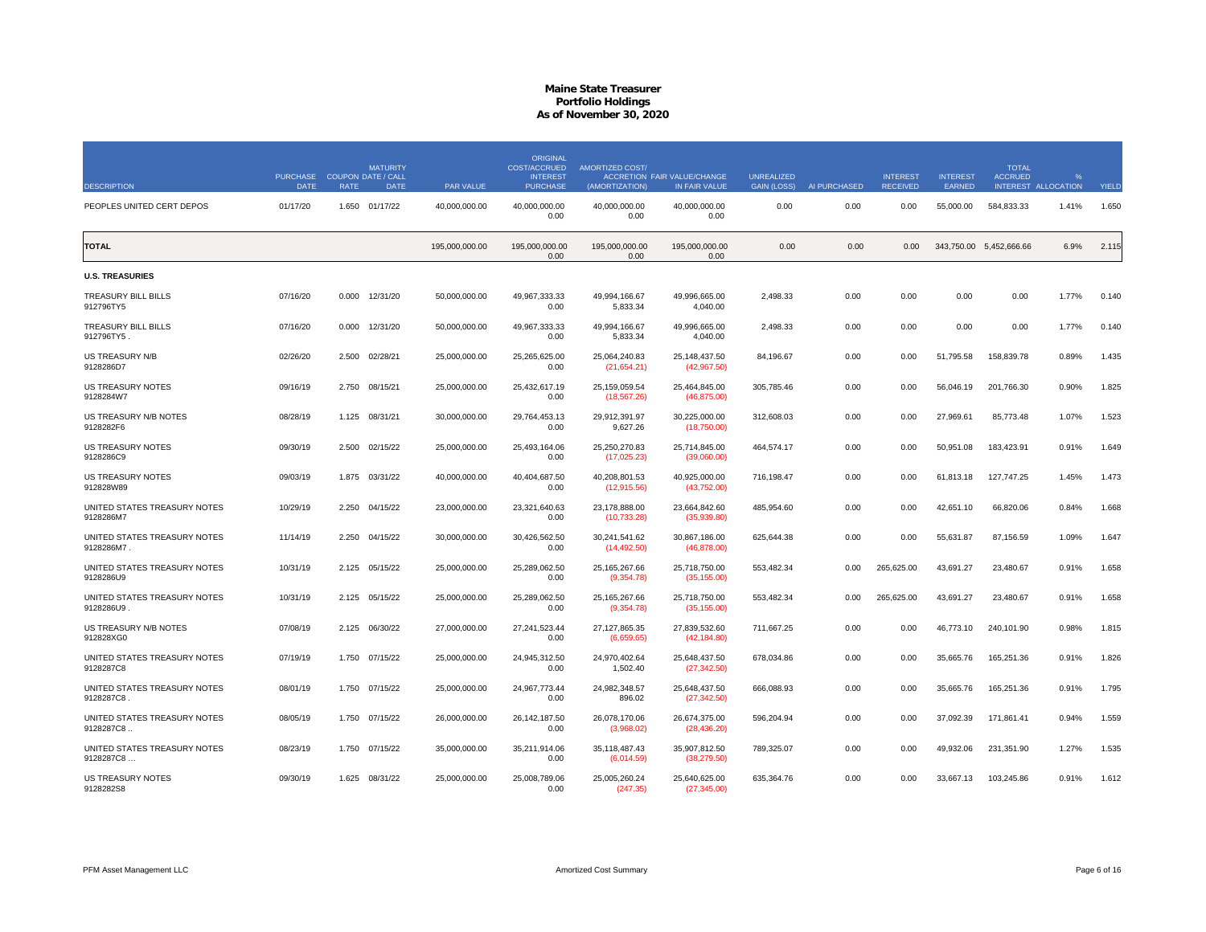# Maine State Treasurer
## Portfolio Holdings
### As of November 30, 2020

| DESCRIPTION | PURCHASE DATE | COUPON RATE | MATURITY DATE / CALL DATE | PAR VALUE | ORIGINAL COST/ACCRUED INTEREST PURCHASE | AMORTIZED COST/ (AMORTIZATION) | ACCRETION FAIR VALUE/CHANGE IN FAIR VALUE | UNREALIZED GAIN (LOSS) | AI PURCHASED | INTEREST RECEIVED | INTEREST EARNED | TOTAL ACCRUED INTEREST | % ALLOCATION | YIELD |
|---|---|---|---|---|---|---|---|---|---|---|---|---|---|---|
| PEOPLES UNITED CERT DEPOS | 01/17/20 | 1.650 | 01/17/22 | 40,000,000.00 | 40,000,000.00<br>0.00 | 40,000,000.00<br>0.00 | 40,000,000.00<br>0.00 | 0.00 | 0.00 | 0.00 | 55,000.00 | 584,833.33 | 1.41% | 1.650 |
| **TOTAL** | | | | 195,000,000.00 | 195,000,000.00<br>0.00 | 195,000,000.00<br>0.00 | 195,000,000.00<br>0.00 | 0.00 | 0.00 | 0.00 | 343,750.00 | 5,452,666.66 | 6.9% | 2.115 |
| **U.S. TREASURIES** | | | | | | | | | | | | | | |
| TREASURY BILL BILLS<br>912796TY5 | 07/16/20 | 0.000 | 12/31/20 | 50,000,000.00 | 49,967,333.33<br>0.00 | 49,994,166.67<br>5,833.34 | 49,996,665.00<br>4,040.00 | 2,498.33 | 0.00 | 0.00 | 0.00 | 0.00 | 1.77% | 0.140 |
| TREASURY BILL BILLS<br>912796TY5 . | 07/16/20 | 0.000 | 12/31/20 | 50,000,000.00 | 49,967,333.33<br>0.00 | 49,994,166.67<br>5,833.34 | 49,996,665.00<br>4,040.00 | 2,498.33 | 0.00 | 0.00 | 0.00 | 0.00 | 1.77% | 0.140 |
| US TREASURY N/B<br>9128286D7 | 02/26/20 | 2.500 | 02/28/21 | 25,000,000.00 | 25,265,625.00<br>0.00 | 25,064,240.83<br>(21,654.21) | 25,148,437.50<br>(42,967.50) | 84,196.67 | 0.00 | 0.00 | 51,795.58 | 158,839.78 | 0.89% | 1.435 |
| US TREASURY NOTES<br>9128284W7 | 09/16/19 | 2.750 | 08/15/21 | 25,000,000.00 | 25,432,617.19<br>0.00 | 25,159,059.54<br>(18,567.26) | 25,464,845.00<br>(46,875.00) | 305,785.46 | 0.00 | 0.00 | 56,046.19 | 201,766.30 | 0.90% | 1.825 |
| US TREASURY N/B NOTES<br>9128282F6 | 08/28/19 | 1.125 | 08/31/21 | 30,000,000.00 | 29,764,453.13<br>0.00 | 29,912,391.97<br>9,627.26 | 30,225,000.00<br>(18,750.00) | 312,608.03 | 0.00 | 0.00 | 27,969.61 | 85,773.48 | 1.07% | 1.523 |
| US TREASURY NOTES<br>9128286C9 | 09/30/19 | 2.500 | 02/15/22 | 25,000,000.00 | 25,493,164.06<br>0.00 | 25,250,270.83<br>(17,025.23) | 25,714,845.00<br>(39,060.00) | 464,574.17 | 0.00 | 0.00 | 50,951.08 | 183,423.91 | 0.91% | 1.649 |
| US TREASURY NOTES<br>912828W89 | 09/03/19 | 1.875 | 03/31/22 | 40,000,000.00 | 40,404,687.50<br>0.00 | 40,208,801.53<br>(12,915.56) | 40,925,000.00<br>(43,752.00) | 716,198.47 | 0.00 | 0.00 | 61,813.18 | 127,747.25 | 1.45% | 1.473 |
| UNITED STATES TREASURY NOTES<br>9128286M7 | 10/29/19 | 2.250 | 04/15/22 | 23,000,000.00 | 23,321,640.63<br>0.00 | 23,178,888.00<br>(10,733.28) | 23,664,842.60<br>(35,939.80) | 485,954.60 | 0.00 | 0.00 | 42,651.10 | 66,820.06 | 0.84% | 1.668 |
| UNITED STATES TREASURY NOTES<br>9128286M7 . | 11/14/19 | 2.250 | 04/15/22 | 30,000,000.00 | 30,426,562.50<br>0.00 | 30,241,541.62<br>(14,492.50) | 30,867,186.00<br>(46,878.00) | 625,644.38 | 0.00 | 0.00 | 55,631.87 | 87,156.59 | 1.09% | 1.647 |
| UNITED STATES TREASURY NOTES<br>9128286U9 | 10/31/19 | 2.125 | 05/15/22 | 25,000,000.00 | 25,289,062.50<br>0.00 | 25,165,267.66<br>(9,354.78) | 25,718,750.00<br>(35,155.00) | 553,482.34 | 0.00 | 265,625.00 | 43,691.27 | 23,480.67 | 0.91% | 1.658 |
| UNITED STATES TREASURY NOTES<br>9128286U9 . | 10/31/19 | 2.125 | 05/15/22 | 25,000,000.00 | 25,289,062.50<br>0.00 | 25,165,267.66<br>(9,354.78) | 25,718,750.00<br>(35,155.00) | 553,482.34 | 0.00 | 265,625.00 | 43,691.27 | 23,480.67 | 0.91% | 1.658 |
| US TREASURY N/B NOTES<br>912828XG0 | 07/08/19 | 2.125 | 06/30/22 | 27,000,000.00 | 27,241,523.44<br>0.00 | 27,127,865.35<br>(6,659.65) | 27,839,532.60<br>(42,184.80) | 711,667.25 | 0.00 | 0.00 | 46,773.10 | 240,101.90 | 0.98% | 1.815 |
| UNITED STATES TREASURY NOTES<br>9128287C8 | 07/19/19 | 1.750 | 07/15/22 | 25,000,000.00 | 24,945,312.50<br>0.00 | 24,970,402.64<br>1,502.40 | 25,648,437.50<br>(27,342.50) | 678,034.86 | 0.00 | 0.00 | 35,665.76 | 165,251.36 | 0.91% | 1.826 |
| UNITED STATES TREASURY NOTES<br>9128287C8 . | 08/01/19 | 1.750 | 07/15/22 | 25,000,000.00 | 24,967,773.44<br>0.00 | 24,982,348.57<br>896.02 | 25,648,437.50<br>(27,342.50) | 666,088.93 | 0.00 | 0.00 | 35,665.76 | 165,251.36 | 0.91% | 1.795 |
| UNITED STATES TREASURY NOTES<br>9128287C8 .. | 08/05/19 | 1.750 | 07/15/22 | 26,000,000.00 | 26,142,187.50<br>0.00 | 26,078,170.06<br>(3,968.02) | 26,674,375.00<br>(28,436.20) | 596,204.94 | 0.00 | 0.00 | 37,092.39 | 171,861.41 | 0.94% | 1.559 |
| UNITED STATES TREASURY NOTES<br>9128287C8 ... | 08/23/19 | 1.750 | 07/15/22 | 35,000,000.00 | 35,211,914.06<br>0.00 | 35,118,487.43<br>(6,014.59) | 35,907,812.50<br>(38,279.50) | 789,325.07 | 0.00 | 0.00 | 49,932.06 | 231,351.90 | 1.27% | 1.535 |
| US TREASURY NOTES<br>9128282S8 | 09/30/19 | 1.625 | 08/31/22 | 25,000,000.00 | 25,008,789.06<br>0.00 | 25,005,260.24<br>(247.35) | 25,640,625.00<br>(27,345.00) | 635,364.76 | 0.00 | 0.00 | 33,667.13 | 103,245.86 | 0.91% | 1.612 |

PFM Asset Management LLC — Amortized Cost Summary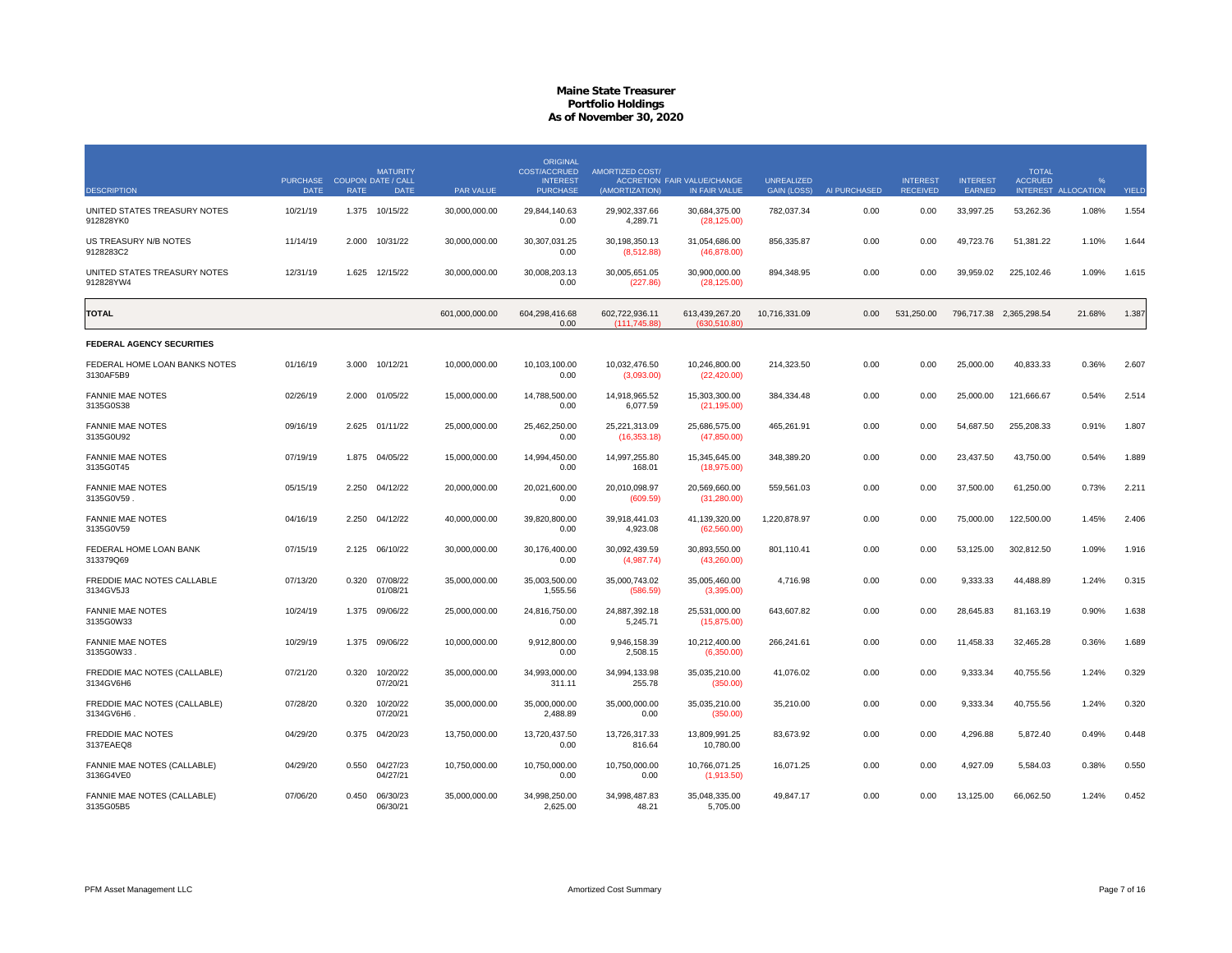# Maine State Treasurer
## Portfolio Holdings
### As of November 30, 2020

| DESCRIPTION | PURCHASE DATE | COUPON RATE | MATURITY DATE / CALL DATE | PAR VALUE | ORIGINAL COST/ACCRUED INTEREST PURCHASE | AMORTIZED COST/ ACCRETION (AMORTIZATION) | FAIR VALUE/CHANGE IN FAIR VALUE | UNREALIZED GAIN (LOSS) | AI PURCHASED | INTEREST RECEIVED | INTEREST EARNED | TOTAL ACCRUED INTEREST | % ALLOCATION | YIELD |
|---|---|---|---|---|---|---|---|---|---|---|---|---|---|---|
| UNITED STATES TREASURY NOTES 912828YK0 | 10/21/19 | 1.375 | 10/15/22 | 30,000,000.00 | 29,844,140.63 0.00 | 29,902,337.66 4,289.71 | 30,684,375.00 (28,125.00) | 782,037.34 | 0.00 | 0.00 | 33,997.25 | 53,262.36 | 1.08% | 1.554 |
| US TREASURY N/B NOTES 9128283C2 | 11/14/19 | 2.000 | 10/31/22 | 30,000,000.00 | 30,307,031.25 0.00 | 30,198,350.13 (8,512.88) | 31,054,686.00 (46,878.00) | 856,335.87 | 0.00 | 0.00 | 49,723.76 | 51,381.22 | 1.10% | 1.644 |
| UNITED STATES TREASURY NOTES 912828YW4 | 12/31/19 | 1.625 | 12/15/22 | 30,000,000.00 | 30,008,203.13 0.00 | 30,005,651.05 (227.86) | 30,900,000.00 (28,125.00) | 894,348.95 | 0.00 | 0.00 | 39,959.02 | 225,102.46 | 1.09% | 1.615 |
| **TOTAL** | | | | 601,000,000.00 | 604,298,416.68 0.00 | 602,722,936.11 (111,745.88) | 613,439,267.20 (630,510.80) | 10,716,331.09 | 0.00 | 531,250.00 | 796,717.38 | 2,365,298.54 | 21.68% | 1.387 |
| **FEDERAL AGENCY SECURITIES** | | | | | | | | | | | | | | |
| FEDERAL HOME LOAN BANKS NOTES 3130AF5B9 | 01/16/19 | 3.000 | 10/12/21 | 10,000,000.00 | 10,103,100.00 0.00 | 10,032,476.50 (3,093.00) | 10,246,800.00 (22,420.00) | 214,323.50 | 0.00 | 0.00 | 25,000.00 | 40,833.33 | 0.36% | 2.607 |
| FANNIE MAE NOTES 3135G0S38 | 02/26/19 | 2.000 | 01/05/22 | 15,000,000.00 | 14,788,500.00 0.00 | 14,918,965.52 6,077.59 | 15,303,300.00 (21,195.00) | 384,334.48 | 0.00 | 0.00 | 25,000.00 | 121,666.67 | 0.54% | 2.514 |
| FANNIE MAE NOTES 3135G0U92 | 09/16/19 | 2.625 | 01/11/22 | 25,000,000.00 | 25,462,250.00 0.00 | 25,221,313.09 (16,353.18) | 25,686,575.00 (47,850.00) | 465,261.91 | 0.00 | 0.00 | 54,687.50 | 255,208.33 | 0.91% | 1.807 |
| FANNIE MAE NOTES 3135G0T45 | 07/19/19 | 1.875 | 04/05/22 | 15,000,000.00 | 14,994,450.00 0.00 | 14,997,255.80 168.01 | 15,345,645.00 (18,975.00) | 348,389.20 | 0.00 | 0.00 | 23,437.50 | 43,750.00 | 0.54% | 1.889 |
| FANNIE MAE NOTES 3135G0V59 . | 05/15/19 | 2.250 | 04/12/22 | 20,000,000.00 | 20,021,600.00 0.00 | 20,010,098.97 (609.59) | 20,569,660.00 (31,280.00) | 559,561.03 | 0.00 | 0.00 | 37,500.00 | 61,250.00 | 0.73% | 2.211 |
| FANNIE MAE NOTES 3135G0V59 | 04/16/19 | 2.250 | 04/12/22 | 40,000,000.00 | 39,820,800.00 0.00 | 39,918,441.03 4,923.08 | 41,139,320.00 (62,560.00) | 1,220,878.97 | 0.00 | 0.00 | 75,000.00 | 122,500.00 | 1.45% | 2.406 |
| FEDERAL HOME LOAN BANK 313379Q69 | 07/15/19 | 2.125 | 06/10/22 | 30,000,000.00 | 30,176,400.00 0.00 | 30,092,439.59 (4,987.74) | 30,893,550.00 (43,260.00) | 801,110.41 | 0.00 | 0.00 | 53,125.00 | 302,812.50 | 1.09% | 1.916 |
| FREDDIE MAC NOTES CALLABLE 3134GV5J3 | 07/13/20 | 0.320 | 07/08/22 01/08/21 | 35,000,000.00 | 35,003,500.00 1,555.56 | 35,000,743.02 (586.59) | 35,005,460.00 (3,395.00) | 4,716.98 | 0.00 | 0.00 | 9,333.33 | 44,488.89 | 1.24% | 0.315 |
| FANNIE MAE NOTES 3135G0W33 | 10/24/19 | 1.375 | 09/06/22 | 25,000,000.00 | 24,816,750.00 0.00 | 24,887,392.18 5,245.71 | 25,531,000.00 (15,875.00) | 643,607.82 | 0.00 | 0.00 | 28,645.83 | 81,163.19 | 0.90% | 1.638 |
| FANNIE MAE NOTES 3135G0W33 . | 10/29/19 | 1.375 | 09/06/22 | 10,000,000.00 | 9,912,800.00 0.00 | 9,946,158.39 2,508.15 | 10,212,400.00 (6,350.00) | 266,241.61 | 0.00 | 0.00 | 11,458.33 | 32,465.28 | 0.36% | 1.689 |
| FREDDIE MAC NOTES (CALLABLE) 3134GV6H6 | 07/21/20 | 0.320 | 10/20/22 07/20/21 | 35,000,000.00 | 34,993,000.00 311.11 | 34,994,133.98 255.78 | 35,035,210.00 (350.00) | 41,076.02 | 0.00 | 0.00 | 9,333.34 | 40,755.56 | 1.24% | 0.329 |
| FREDDIE MAC NOTES (CALLABLE) 3134GV6H6 . | 07/28/20 | 0.320 | 10/20/22 07/20/21 | 35,000,000.00 | 35,000,000.00 2,488.89 | 35,000,000.00 0.00 | 35,035,210.00 (350.00) | 35,210.00 | 0.00 | 0.00 | 9,333.34 | 40,755.56 | 1.24% | 0.320 |
| FREDDIE MAC NOTES 3137EAEQ8 | 04/29/20 | 0.375 | 04/20/23 | 13,750,000.00 | 13,720,437.50 0.00 | 13,726,317.33 816.64 | 13,809,991.25 10,780.00 | 83,673.92 | 0.00 | 0.00 | 4,296.88 | 5,872.40 | 0.49% | 0.448 |
| FANNIE MAE NOTES (CALLABLE) 3136G4VE0 | 04/29/20 | 0.550 | 04/27/23 04/27/21 | 10,750,000.00 | 10,750,000.00 0.00 | 10,750,000.00 0.00 | 10,766,071.25 (1,913.50) | 16,071.25 | 0.00 | 0.00 | 4,927.09 | 5,584.03 | 0.38% | 0.550 |
| FANNIE MAE NOTES (CALLABLE) 3135G05B5 | 07/06/20 | 0.450 | 06/30/23 06/30/21 | 35,000,000.00 | 34,998,250.00 2,625.00 | 34,998,487.83 48.21 | 35,048,335.00 5,705.00 | 49,847.17 | 0.00 | 0.00 | 13,125.00 | 66,062.50 | 1.24% | 0.452 |

PFM Asset Management LLC — Amortized Cost Summary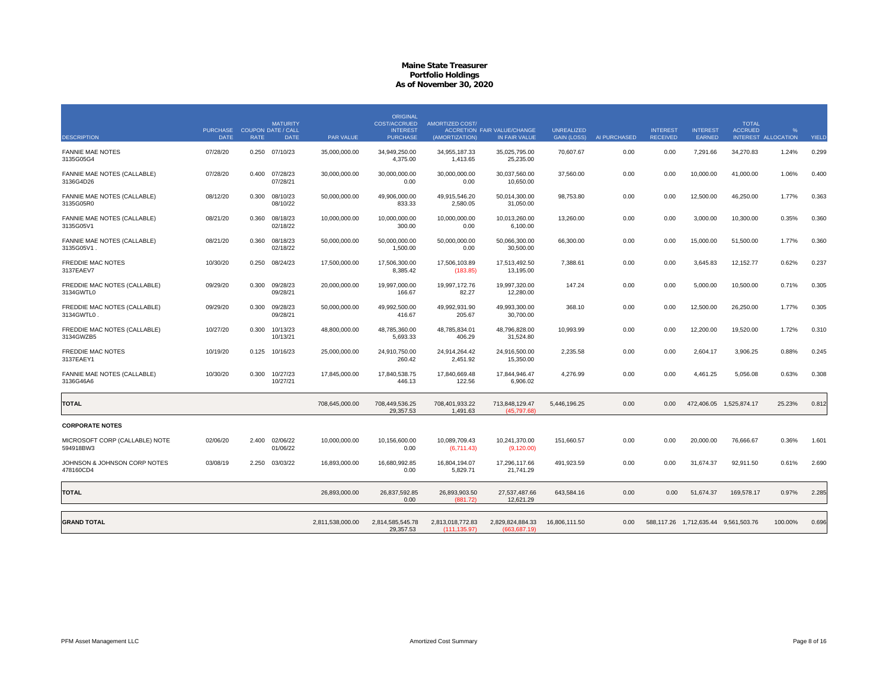# Maine State Treasurer
## Portfolio Holdings
### As of November 30, 2020

| DESCRIPTION | PURCHASE DATE | COUPON RATE | MATURITY DATE / CALL DATE | PAR VALUE | ORIGINAL COST/ACCRUED INTEREST PURCHASE | AMORTIZED COST/ (AMORTIZATION) | ACCRETION FAIR VALUE/CHANGE IN FAIR VALUE | UNREALIZED GAIN (LOSS) | AI PURCHASED | INTEREST RECEIVED | INTEREST EARNED | TOTAL ACCRUED INTEREST | % ALLOCATION | YIELD |
|---|---|---|---|---|---|---|---|---|---|---|---|---|---|---|
| FANNIE MAE NOTES 3135G05G4 | 07/28/20 | 0.250 | 07/10/23 | 35,000,000.00 | 34,949,250.00 4,375.00 | 34,955,187.33 1,413.65 | 35,025,795.00 25,235.00 | 70,607.67 | 0.00 | 0.00 | 7,291.66 | 34,270.83 | 1.24% | 0.299 |
| FANNIE MAE NOTES (CALLABLE) 3136G4D26 | 07/28/20 | 0.400 | 07/28/23 07/28/21 | 30,000,000.00 | 30,000,000.00 0.00 | 30,000,000.00 0.00 | 30,037,560.00 10,650.00 | 37,560.00 | 0.00 | 0.00 | 10,000.00 | 41,000.00 | 1.06% | 0.400 |
| FANNIE MAE NOTES (CALLABLE) 3135G05R0 | 08/12/20 | 0.300 | 08/10/23 08/10/22 | 50,000,000.00 | 49,906,000.00 833.33 | 49,915,546.20 2,580.05 | 50,014,300.00 31,050.00 | 98,753.80 | 0.00 | 0.00 | 12,500.00 | 46,250.00 | 1.77% | 0.363 |
| FANNIE MAE NOTES (CALLABLE) 3135G05V1 | 08/21/20 | 0.360 | 08/18/23 02/18/22 | 10,000,000.00 | 10,000,000.00 300.00 | 10,000,000.00 0.00 | 10,013,260.00 6,100.00 | 13,260.00 | 0.00 | 0.00 | 3,000.00 | 10,300.00 | 0.35% | 0.360 |
| FANNIE MAE NOTES (CALLABLE) 3135G05V1 . | 08/21/20 | 0.360 | 08/18/23 02/18/22 | 50,000,000.00 | 50,000,000.00 1,500.00 | 50,000,000.00 0.00 | 50,066,300.00 30,500.00 | 66,300.00 | 0.00 | 0.00 | 15,000.00 | 51,500.00 | 1.77% | 0.360 |
| FREDDIE MAC NOTES 3137EAEV7 | 10/30/20 | 0.250 | 08/24/23 | 17,500,000.00 | 17,506,300.00 8,385.42 | 17,506,103.89 (183.85) | 17,513,492.50 13,195.00 | 7,388.61 | 0.00 | 0.00 | 3,645.83 | 12,152.77 | 0.62% | 0.237 |
| FREDDIE MAC NOTES (CALLABLE) 3134GWTL0 | 09/29/20 | 0.300 | 09/28/23 09/28/21 | 20,000,000.00 | 19,997,000.00 166.67 | 19,997,172.76 82.27 | 19,997,320.00 12,280.00 | 147.24 | 0.00 | 0.00 | 5,000.00 | 10,500.00 | 0.71% | 0.305 |
| FREDDIE MAC NOTES (CALLABLE) 3134GWTL0 . | 09/29/20 | 0.300 | 09/28/23 09/28/21 | 50,000,000.00 | 49,992,500.00 416.67 | 49,992,931.90 205.67 | 49,993,300.00 30,700.00 | 368.10 | 0.00 | 0.00 | 12,500.00 | 26,250.00 | 1.77% | 0.305 |
| FREDDIE MAC NOTES (CALLABLE) 3134GWZB5 | 10/27/20 | 0.300 | 10/13/23 10/13/21 | 48,800,000.00 | 48,785,360.00 5,693.33 | 48,785,834.01 406.29 | 48,796,828.00 31,524.80 | 10,993.99 | 0.00 | 0.00 | 12,200.00 | 19,520.00 | 1.72% | 0.310 |
| FREDDIE MAC NOTES 3137EAEY1 | 10/19/20 | 0.125 | 10/16/23 | 25,000,000.00 | 24,910,750.00 260.42 | 24,914,264.42 2,451.92 | 24,916,500.00 15,350.00 | 2,235.58 | 0.00 | 0.00 | 2,604.17 | 3,906.25 | 0.88% | 0.245 |
| FANNIE MAE NOTES (CALLABLE) 3136G46A6 | 10/30/20 | 0.300 | 10/27/23 10/27/21 | 17,845,000.00 | 17,840,538.75 446.13 | 17,840,669.48 122.56 | 17,844,946.47 6,906.02 | 4,276.99 | 0.00 | 0.00 | 4,461.25 | 5,056.08 | 0.63% | 0.308 |
| **TOTAL** | | | | 708,645,000.00 | 708,449,536.25 29,357.53 | 708,401,933.22 1,491.63 | 713,848,129.47 (45,797.68) | 5,446,196.25 | 0.00 | 0.00 | 472,406.05 | 1,525,874.17 | 25.23% | 0.812 |
| **CORPORATE NOTES** | | | | | | | | | | | | | | |
| MICROSOFT CORP (CALLABLE) NOTE 594918BW3 | 02/06/20 | 2.400 | 02/06/22 01/06/22 | 10,000,000.00 | 10,156,600.00 0.00 | 10,089,709.43 (6,711.43) | 10,241,370.00 (9,120.00) | 151,660.57 | 0.00 | 0.00 | 20,000.00 | 76,666.67 | 0.36% | 1.601 |
| JOHNSON & JOHNSON CORP NOTES 478160CD4 | 03/08/19 | 2.250 | 03/03/22 | 16,893,000.00 | 16,680,992.85 0.00 | 16,804,194.07 5,829.71 | 17,296,117.66 21,741.29 | 491,923.59 | 0.00 | 0.00 | 31,674.37 | 92,911.50 | 0.61% | 2.690 |
| **TOTAL** | | | | 26,893,000.00 | 26,837,592.85 0.00 | 26,893,903.50 (881.72) | 27,537,487.66 12,621.29 | 643,584.16 | 0.00 | 0.00 | 51,674.37 | 169,578.17 | 0.97% | 2.285 |
| **GRAND TOTAL** | | | | 2,811,538,000.00 | 2,814,585,545.78 29,357.53 | 2,813,018,772.83 (111,135.97) | 2,829,824,884.33 (663,687.19) | 16,806,111.50 | 0.00 | 588,117.26 | 1,712,635.44 | 9,561,503.76 | 100.00% | 0.696 |

PFM Asset Management LLC

Amortized Cost Summary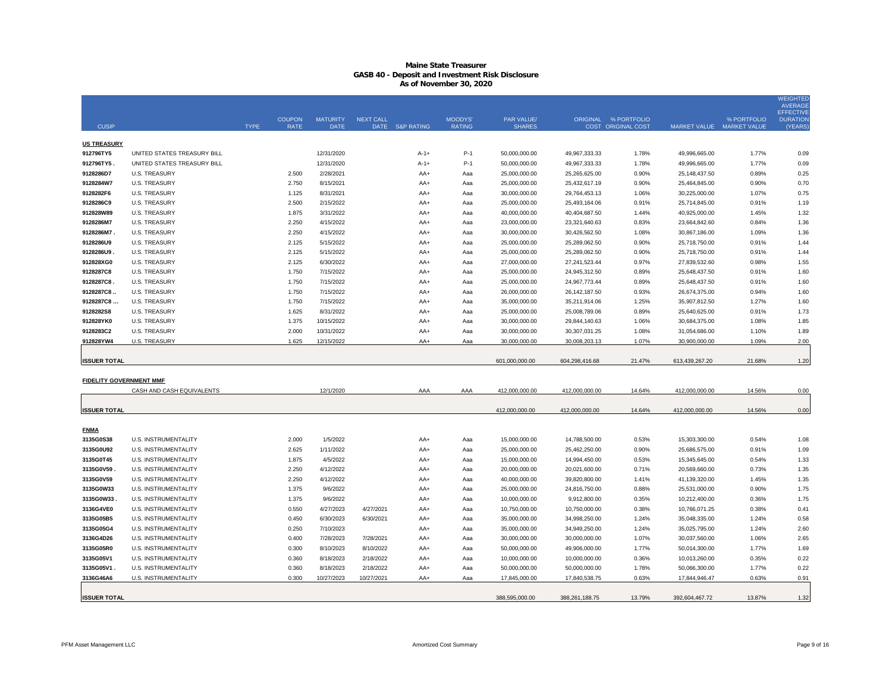# Maine State Treasurer
## GASB 40 - Deposit and Investment Risk Disclosure
### As of November 30, 2020

| CUSIP | | TYPE | COUPON RATE | MATURITY DATE | NEXT CALL DATE | S&P RATING | MOODYS' RATING | PAR VALUE/ SHARES | ORIGINAL COST | % PORTFOLIO ORIGINAL COST | MARKET VALUE | % PORTFOLIO MARKET VALUE | WEIGHTED AVERAGE EFFECTIVE DURATION (YEARS) |
|---|---|---|---|---|---|---|---|---|---|---|---|---|---|
| **US TREASURY** | | | | | | | | | | | | | |
| 912796TY5 | UNITED STATES TREASURY BILL | | | 12/31/2020 | | A-1+ | P-1 | 50,000,000.00 | 49,967,333.33 | 1.78% | 49,996,665.00 | 1.77% | 0.09 |
| 912796TY5 . | UNITED STATES TREASURY BILL | | | 12/31/2020 | | A-1+ | P-1 | 50,000,000.00 | 49,967,333.33 | 1.78% | 49,996,665.00 | 1.77% | 0.09 |
| 9128286D7 | U.S. TREASURY | | 2.500 | 2/28/2021 | | AA+ | Aaa | 25,000,000.00 | 25,265,625.00 | 0.90% | 25,148,437.50 | 0.89% | 0.25 |
| 9128284W7 | U.S. TREASURY | | 2.750 | 8/15/2021 | | AA+ | Aaa | 25,000,000.00 | 25,432,617.19 | 0.90% | 25,464,845.00 | 0.90% | 0.70 |
| 9128282F6 | U.S. TREASURY | | 1.125 | 8/31/2021 | | AA+ | Aaa | 30,000,000.00 | 29,764,453.13 | 1.06% | 30,225,000.00 | 1.07% | 0.75 |
| 9128286C9 | U.S. TREASURY | | 2.500 | 2/15/2022 | | AA+ | Aaa | 25,000,000.00 | 25,493,164.06 | 0.91% | 25,714,845.00 | 0.91% | 1.19 |
| 912828W89 | U.S. TREASURY | | 1.875 | 3/31/2022 | | AA+ | Aaa | 40,000,000.00 | 40,404,687.50 | 1.44% | 40,925,000.00 | 1.45% | 1.32 |
| 9128286M7 | U.S. TREASURY | | 2.250 | 4/15/2022 | | AA+ | Aaa | 23,000,000.00 | 23,321,640.63 | 0.83% | 23,664,842.60 | 0.84% | 1.36 |
| 9128286M7 . | U.S. TREASURY | | 2.250 | 4/15/2022 | | AA+ | Aaa | 30,000,000.00 | 30,426,562.50 | 1.08% | 30,867,186.00 | 1.09% | 1.36 |
| 9128286U9 | U.S. TREASURY | | 2.125 | 5/15/2022 | | AA+ | Aaa | 25,000,000.00 | 25,289,062.50 | 0.90% | 25,718,750.00 | 0.91% | 1.44 |
| 9128286U9 . | U.S. TREASURY | | 2.125 | 5/15/2022 | | AA+ | Aaa | 25,000,000.00 | 25,289,062.50 | 0.90% | 25,718,750.00 | 0.91% | 1.44 |
| 912828XG0 | U.S. TREASURY | | 2.125 | 6/30/2022 | | AA+ | Aaa | 27,000,000.00 | 27,241,523.44 | 0.97% | 27,839,532.60 | 0.98% | 1.55 |
| 9128287C8 | U.S. TREASURY | | 1.750 | 7/15/2022 | | AA+ | Aaa | 25,000,000.00 | 24,945,312.50 | 0.89% | 25,648,437.50 | 0.91% | 1.60 |
| 9128287C8 . | U.S. TREASURY | | 1.750 | 7/15/2022 | | AA+ | Aaa | 25,000,000.00 | 24,967,773.44 | 0.89% | 25,648,437.50 | 0.91% | 1.60 |
| 9128287C8 .. | U.S. TREASURY | | 1.750 | 7/15/2022 | | AA+ | Aaa | 26,000,000.00 | 26,142,187.50 | 0.93% | 26,674,375.00 | 0.94% | 1.60 |
| 9128287C8 ... | U.S. TREASURY | | 1.750 | 7/15/2022 | | AA+ | Aaa | 35,000,000.00 | 35,211,914.06 | 1.25% | 35,907,812.50 | 1.27% | 1.60 |
| 9128282S8 | U.S. TREASURY | | 1.625 | 8/31/2022 | | AA+ | Aaa | 25,000,000.00 | 25,008,789.06 | 0.89% | 25,640,625.00 | 0.91% | 1.73 |
| 912828YK0 | U.S. TREASURY | | 1.375 | 10/15/2022 | | AA+ | Aaa | 30,000,000.00 | 29,844,140.63 | 1.06% | 30,684,375.00 | 1.08% | 1.85 |
| 9128283C2 | U.S. TREASURY | | 2.000 | 10/31/2022 | | AA+ | Aaa | 30,000,000.00 | 30,307,031.25 | 1.08% | 31,054,686.00 | 1.10% | 1.89 |
| 912828YW4 | U.S. TREASURY | | 1.625 | 12/15/2022 | | AA+ | Aaa | 30,000,000.00 | 30,008,203.13 | 1.07% | 30,900,000.00 | 1.09% | 2.00 |
| **ISSUER TOTAL** | | | | | | | | 601,000,000.00 | 604,298,416.68 | 21.47% | 613,439,267.20 | 21.68% | 1.20 |
| **FIDELITY GOVERNMENT MMF** | | | | | | | | | | | | | |
| | CASH AND CASH EQUIVALENTS | | | 12/1/2020 | | AAA | AAA | 412,000,000.00 | 412,000,000.00 | 14.64% | 412,000,000.00 | 14.56% | 0.00 |
| **ISSUER TOTAL** | | | | | | | | 412,000,000.00 | 412,000,000.00 | 14.64% | 412,000,000.00 | 14.56% | 0.00 |
| **FNMA** | | | | | | | | | | | | | |
| 3135G0S38 | U.S. INSTRUMENTALITY | | 2.000 | 1/5/2022 | | AA+ | Aaa | 15,000,000.00 | 14,788,500.00 | 0.53% | 15,303,300.00 | 0.54% | 1.08 |
| 3135G0U92 | U.S. INSTRUMENTALITY | | 2.625 | 1/11/2022 | | AA+ | Aaa | 25,000,000.00 | 25,462,250.00 | 0.90% | 25,686,575.00 | 0.91% | 1.09 |
| 3135G0T45 | U.S. INSTRUMENTALITY | | 1.875 | 4/5/2022 | | AA+ | Aaa | 15,000,000.00 | 14,994,450.00 | 0.53% | 15,345,645.00 | 0.54% | 1.33 |
| 3135G0V59 . | U.S. INSTRUMENTALITY | | 2.250 | 4/12/2022 | | AA+ | Aaa | 20,000,000.00 | 20,021,600.00 | 0.71% | 20,569,660.00 | 0.73% | 1.35 |
| 3135G0V59 | U.S. INSTRUMENTALITY | | 2.250 | 4/12/2022 | | AA+ | Aaa | 40,000,000.00 | 39,820,800.00 | 1.41% | 41,139,320.00 | 1.45% | 1.35 |
| 3135G0W33 | U.S. INSTRUMENTALITY | | 1.375 | 9/6/2022 | | AA+ | Aaa | 25,000,000.00 | 24,816,750.00 | 0.88% | 25,531,000.00 | 0.90% | 1.75 |
| 3135G0W33 . | U.S. INSTRUMENTALITY | | 1.375 | 9/6/2022 | | AA+ | Aaa | 10,000,000.00 | 9,912,800.00 | 0.35% | 10,212,400.00 | 0.36% | 1.75 |
| 3136G4VE0 | U.S. INSTRUMENTALITY | | 0.550 | 4/27/2023 | 4/27/2021 | AA+ | Aaa | 10,750,000.00 | 10,750,000.00 | 0.38% | 10,766,071.25 | 0.38% | 0.41 |
| 3135G05B5 | U.S. INSTRUMENTALITY | | 0.450 | 6/30/2023 | 6/30/2021 | AA+ | Aaa | 35,000,000.00 | 34,998,250.00 | 1.24% | 35,048,335.00 | 1.24% | 0.58 |
| 3135G05G4 | U.S. INSTRUMENTALITY | | 0.250 | 7/10/2023 | | AA+ | Aaa | 35,000,000.00 | 34,949,250.00 | 1.24% | 35,025,795.00 | 1.24% | 2.60 |
| 3136G4D26 | U.S. INSTRUMENTALITY | | 0.400 | 7/28/2023 | 7/28/2021 | AA+ | Aaa | 30,000,000.00 | 30,000,000.00 | 1.07% | 30,037,560.00 | 1.06% | 2.65 |
| 3135G05R0 | U.S. INSTRUMENTALITY | | 0.300 | 8/10/2023 | 8/10/2022 | AA+ | Aaa | 50,000,000.00 | 49,906,000.00 | 1.77% | 50,014,300.00 | 1.77% | 1.69 |
| 3135G05V1 | U.S. INSTRUMENTALITY | | 0.360 | 8/18/2023 | 2/18/2022 | AA+ | Aaa | 10,000,000.00 | 10,000,000.00 | 0.36% | 10,013,260.00 | 0.35% | 0.22 |
| 3135G05V1 . | U.S. INSTRUMENTALITY | | 0.360 | 8/18/2023 | 2/18/2022 | AA+ | Aaa | 50,000,000.00 | 50,000,000.00 | 1.78% | 50,066,300.00 | 1.77% | 0.22 |
| 3136G46A6 | U.S. INSTRUMENTALITY | | 0.300 | 10/27/2023 | 10/27/2021 | AA+ | Aaa | 17,845,000.00 | 17,840,538.75 | 0.63% | 17,844,946.47 | 0.63% | 0.91 |
| **ISSUER TOTAL** | | | | | | | | 388,595,000.00 | 388,261,188.75 | 13.79% | 392,604,467.72 | 13.87% | 1.32 |

PFM Asset Management LLC — Amortized Cost Summary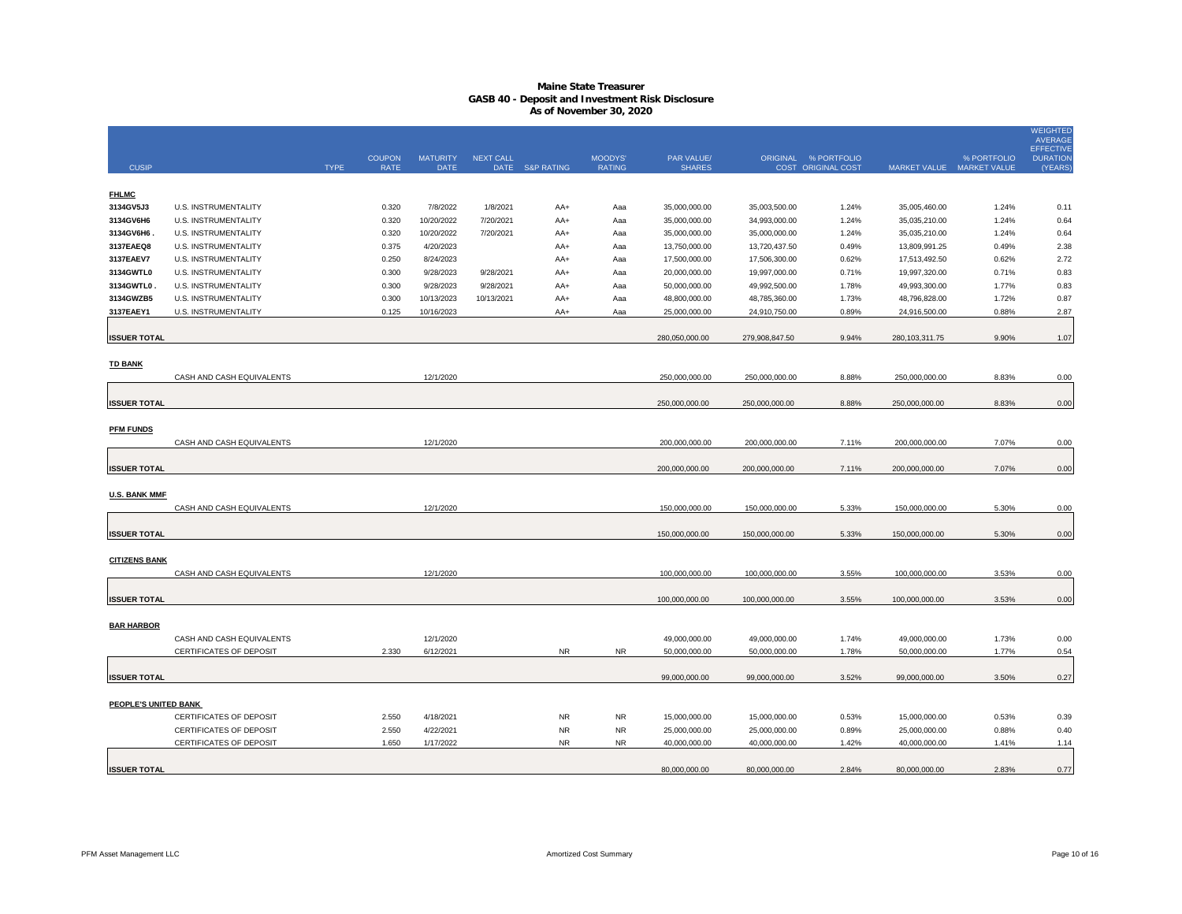# Maine State Treasurer
## GASB 40 - Deposit and Investment Risk Disclosure
### As of November 30, 2020

| CUSIP | | TYPE | COUPON RATE | MATURITY DATE | NEXT CALL DATE | S&P RATING | MOODYS' RATING | PAR VALUE/ SHARES | ORIGINAL COST | % PORTFOLIO ORIGINAL COST | MARKET VALUE | % PORTFOLIO MARKET VALUE | WEIGHTED AVERAGE EFFECTIVE DURATION (YEARS) |
|---|---|---|---|---|---|---|---|---|---|---|---|---|---|
| **FHLMC** | | | | | | | | | | | | | |
| 3134GV5J3 | U.S. INSTRUMENTALITY | | 0.320 | 7/8/2022 | 1/8/2021 | AA+ | Aaa | 35,000,000.00 | 35,003,500.00 | 1.24% | 35,005,460.00 | 1.24% | 0.11 |
| 3134GV6H6 | U.S. INSTRUMENTALITY | | 0.320 | 10/20/2022 | 7/20/2021 | AA+ | Aaa | 35,000,000.00 | 34,993,000.00 | 1.24% | 35,035,210.00 | 1.24% | 0.64 |
| 3134GV6H6 . | U.S. INSTRUMENTALITY | | 0.320 | 10/20/2022 | 7/20/2021 | AA+ | Aaa | 35,000,000.00 | 35,000,000.00 | 1.24% | 35,035,210.00 | 1.24% | 0.64 |
| 3137EAEQ8 | U.S. INSTRUMENTALITY | | 0.375 | 4/20/2023 | | AA+ | Aaa | 13,750,000.00 | 13,720,437.50 | 0.49% | 13,809,991.25 | 0.49% | 2.38 |
| 3137EAEV7 | U.S. INSTRUMENTALITY | | 0.250 | 8/24/2023 | | AA+ | Aaa | 17,500,000.00 | 17,506,300.00 | 0.62% | 17,513,492.50 | 0.62% | 2.72 |
| 3134GWTL0 | U.S. INSTRUMENTALITY | | 0.300 | 9/28/2023 | 9/28/2021 | AA+ | Aaa | 20,000,000.00 | 19,997,000.00 | 0.71% | 19,997,320.00 | 0.71% | 0.83 |
| 3134GWTL0 . | U.S. INSTRUMENTALITY | | 0.300 | 9/28/2023 | 9/28/2021 | AA+ | Aaa | 50,000,000.00 | 49,992,500.00 | 1.78% | 49,993,300.00 | 1.77% | 0.83 |
| 3134GWZB5 | U.S. INSTRUMENTALITY | | 0.300 | 10/13/2023 | 10/13/2021 | AA+ | Aaa | 48,800,000.00 | 48,785,360.00 | 1.73% | 48,796,828.00 | 1.72% | 0.87 |
| 3137EAEY1 | U.S. INSTRUMENTALITY | | 0.125 | 10/16/2023 | | AA+ | Aaa | 25,000,000.00 | 24,910,750.00 | 0.89% | 24,916,500.00 | 0.88% | 2.87 |
| **ISSUER TOTAL** | | | | | | | | 280,050,000.00 | 279,908,847.50 | 9.94% | 280,103,311.75 | 9.90% | 1.07 |
| **TD BANK** | | | | | | | | | | | | | |
| | CASH AND CASH EQUIVALENTS | | | 12/1/2020 | | | | 250,000,000.00 | 250,000,000.00 | 8.88% | 250,000,000.00 | 8.83% | 0.00 |
| **ISSUER TOTAL** | | | | | | | | 250,000,000.00 | 250,000,000.00 | 8.88% | 250,000,000.00 | 8.83% | 0.00 |
| **PFM FUNDS** | | | | | | | | | | | | | |
| | CASH AND CASH EQUIVALENTS | | | 12/1/2020 | | | | 200,000,000.00 | 200,000,000.00 | 7.11% | 200,000,000.00 | 7.07% | 0.00 |
| **ISSUER TOTAL** | | | | | | | | 200,000,000.00 | 200,000,000.00 | 7.11% | 200,000,000.00 | 7.07% | 0.00 |
| **U.S. BANK MMF** | | | | | | | | | | | | | |
| | CASH AND CASH EQUIVALENTS | | | 12/1/2020 | | | | 150,000,000.00 | 150,000,000.00 | 5.33% | 150,000,000.00 | 5.30% | 0.00 |
| **ISSUER TOTAL** | | | | | | | | 150,000,000.00 | 150,000,000.00 | 5.33% | 150,000,000.00 | 5.30% | 0.00 |
| **CITIZENS BANK** | | | | | | | | | | | | | |
| | CASH AND CASH EQUIVALENTS | | | 12/1/2020 | | | | 100,000,000.00 | 100,000,000.00 | 3.55% | 100,000,000.00 | 3.53% | 0.00 |
| **ISSUER TOTAL** | | | | | | | | 100,000,000.00 | 100,000,000.00 | 3.55% | 100,000,000.00 | 3.53% | 0.00 |
| **BAR HARBOR** | | | | | | | | | | | | | |
| | CASH AND CASH EQUIVALENTS | | | 12/1/2020 | | | | 49,000,000.00 | 49,000,000.00 | 1.74% | 49,000,000.00 | 1.73% | 0.00 |
| | CERTIFICATES OF DEPOSIT | | 2.330 | 6/12/2021 | | NR | NR | 50,000,000.00 | 50,000,000.00 | 1.78% | 50,000,000.00 | 1.77% | 0.54 |
| **ISSUER TOTAL** | | | | | | | | 99,000,000.00 | 99,000,000.00 | 3.52% | 99,000,000.00 | 3.50% | 0.27 |
| **PEOPLE'S UNITED BANK** | | | | | | | | | | | | | |
| | CERTIFICATES OF DEPOSIT | | 2.550 | 4/18/2021 | | NR | NR | 15,000,000.00 | 15,000,000.00 | 0.53% | 15,000,000.00 | 0.53% | 0.39 |
| | CERTIFICATES OF DEPOSIT | | 2.550 | 4/22/2021 | | NR | NR | 25,000,000.00 | 25,000,000.00 | 0.89% | 25,000,000.00 | 0.88% | 0.40 |
| | CERTIFICATES OF DEPOSIT | | 1.650 | 1/17/2022 | | NR | NR | 40,000,000.00 | 40,000,000.00 | 1.42% | 40,000,000.00 | 1.41% | 1.14 |
| **ISSUER TOTAL** | | | | | | | | 80,000,000.00 | 80,000,000.00 | 2.84% | 80,000,000.00 | 2.83% | 0.77 |

PFM Asset Management LLC — Amortized Cost Summary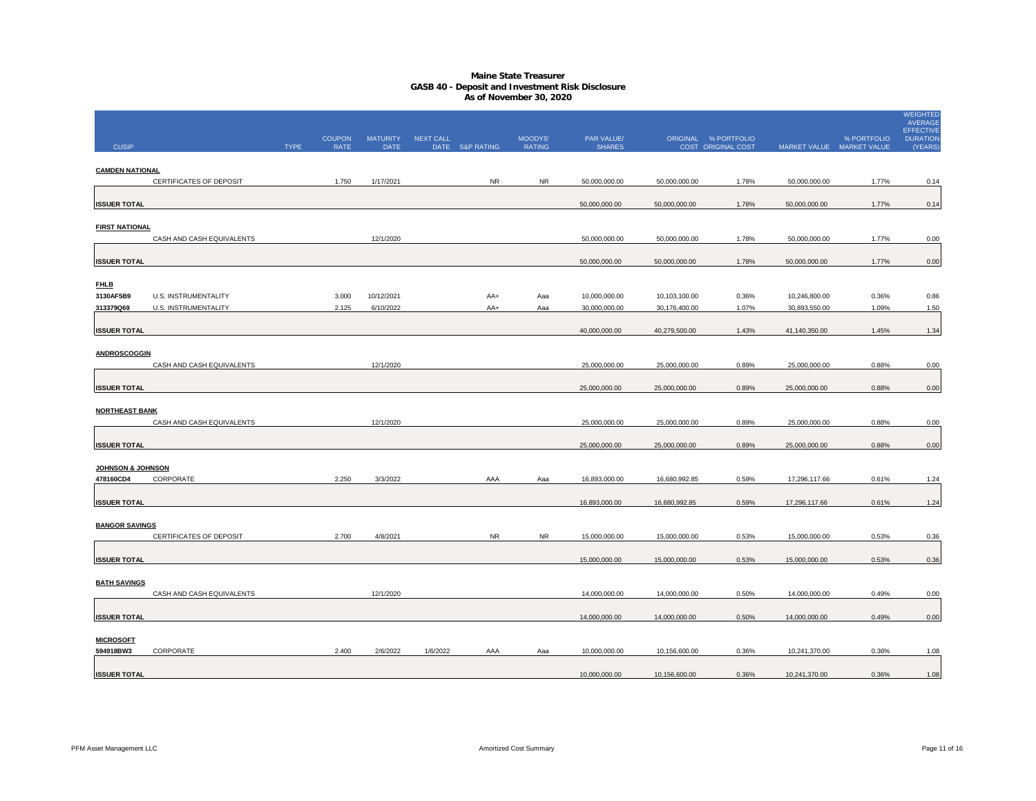# Maine State Treasurer
## GASB 40 - Deposit and Investment Risk Disclosure
### As of November 30, 2020

| CUSIP | | TYPE | COUPON RATE | MATURITY DATE | NEXT CALL DATE | S&P RATING | MOODYS' RATING | PAR VALUE/ SHARES | ORIGINAL COST | % PORTFOLIO ORIGINAL COST | MARKET VALUE | % PORTFOLIO MARKET VALUE | WEIGHTED AVERAGE EFFECTIVE DURATION (YEARS) |
|---|---|---|---|---|---|---|---|---|---|---|---|---|---|
| **CAMDEN NATIONAL** | | | | | | | | | | | | | |
| | CERTIFICATES OF DEPOSIT | | 1.750 | 1/17/2021 | | NR | NR | 50,000,000.00 | 50,000,000.00 | 1.78% | 50,000,000.00 | 1.77% | 0.14 |
| **ISSUER TOTAL** | | | | | | | | 50,000,000.00 | 50,000,000.00 | 1.78% | 50,000,000.00 | 1.77% | 0.14 |
| **FIRST NATIONAL** | | | | | | | | | | | | | |
| | CASH AND CASH EQUIVALENTS | | | 12/1/2020 | | | | 50,000,000.00 | 50,000,000.00 | 1.78% | 50,000,000.00 | 1.77% | 0.00 |
| **ISSUER TOTAL** | | | | | | | | 50,000,000.00 | 50,000,000.00 | 1.78% | 50,000,000.00 | 1.77% | 0.00 |
| **FHLB** | | | | | | | | | | | | | |
| 3130AF5B9 | U.S. INSTRUMENTALITY | | 3.000 | 10/12/2021 | | AA+ | Aaa | 10,000,000.00 | 10,103,100.00 | 0.36% | 10,246,800.00 | 0.36% | 0.86 |
| 313379Q69 | U.S. INSTRUMENTALITY | | 2.125 | 6/10/2022 | | AA+ | Aaa | 30,000,000.00 | 30,176,400.00 | 1.07% | 30,893,550.00 | 1.09% | 1.50 |
| **ISSUER TOTAL** | | | | | | | | 40,000,000.00 | 40,279,500.00 | 1.43% | 41,140,350.00 | 1.45% | 1.34 |
| **ANDROSCOGGIN** | | | | | | | | | | | | | |
| | CASH AND CASH EQUIVALENTS | | | 12/1/2020 | | | | 25,000,000.00 | 25,000,000.00 | 0.89% | 25,000,000.00 | 0.88% | 0.00 |
| **ISSUER TOTAL** | | | | | | | | 25,000,000.00 | 25,000,000.00 | 0.89% | 25,000,000.00 | 0.88% | 0.00 |
| **NORTHEAST BANK** | | | | | | | | | | | | | |
| | CASH AND CASH EQUIVALENTS | | | 12/1/2020 | | | | 25,000,000.00 | 25,000,000.00 | 0.89% | 25,000,000.00 | 0.88% | 0.00 |
| **ISSUER TOTAL** | | | | | | | | 25,000,000.00 | 25,000,000.00 | 0.89% | 25,000,000.00 | 0.88% | 0.00 |
| **JOHNSON & JOHNSON** | | | | | | | | | | | | | |
| 478160CD4 | CORPORATE | | 2.250 | 3/3/2022 | | AAA | Aaa | 16,893,000.00 | 16,680,992.85 | 0.59% | 17,296,117.66 | 0.61% | 1.24 |
| **ISSUER TOTAL** | | | | | | | | 16,893,000.00 | 16,680,992.85 | 0.59% | 17,296,117.66 | 0.61% | 1.24 |
| **BANGOR SAVINGS** | | | | | | | | | | | | | |
| | CERTIFICATES OF DEPOSIT | | 2.700 | 4/8/2021 | | NR | NR | 15,000,000.00 | 15,000,000.00 | 0.53% | 15,000,000.00 | 0.53% | 0.36 |
| **ISSUER TOTAL** | | | | | | | | 15,000,000.00 | 15,000,000.00 | 0.53% | 15,000,000.00 | 0.53% | 0.36 |
| **BATH SAVINGS** | | | | | | | | | | | | | |
| | CASH AND CASH EQUIVALENTS | | | 12/1/2020 | | | | 14,000,000.00 | 14,000,000.00 | 0.50% | 14,000,000.00 | 0.49% | 0.00 |
| **ISSUER TOTAL** | | | | | | | | 14,000,000.00 | 14,000,000.00 | 0.50% | 14,000,000.00 | 0.49% | 0.00 |
| **MICROSOFT** | | | | | | | | | | | | | |
| 594918BW3 | CORPORATE | | 2.400 | 2/6/2022 | 1/6/2022 | AAA | Aaa | 10,000,000.00 | 10,156,600.00 | 0.36% | 10,241,370.00 | 0.36% | 1.08 |
| **ISSUER TOTAL** | | | | | | | | 10,000,000.00 | 10,156,600.00 | 0.36% | 10,241,370.00 | 0.36% | 1.08 |

PFM Asset Management LLC — Amortized Cost Summary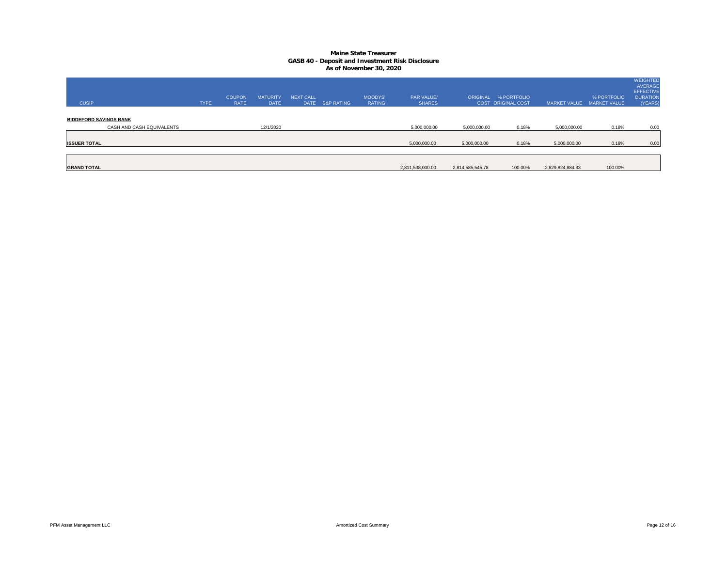# Maine State Treasurer
## GASB 40 - Deposit and Investment Risk Disclosure
### As of November 30, 2020

| CUSIP | TYPE | COUPON RATE | MATURITY DATE | NEXT CALL DATE | S&P RATING | MOODYS' RATING | PAR VALUE/ SHARES | ORIGINAL COST | % PORTFOLIO ORIGINAL COST | MARKET VALUE | % PORTFOLIO MARKET VALUE | WEIGHTED AVERAGE EFFECTIVE DURATION (YEARS) |
|---|---|---|---|---|---|---|---|---|---|---|---|---|
| **BIDDEFORD SAVINGS BANK** | | | | | | | | | | | | |
| CASH AND CASH EQUIVALENTS | | | 12/1/2020 | | | | 5,000,000.00 | 5,000,000.00 | 0.18% | 5,000,000.00 | 0.18% | 0.00 |
| **ISSUER TOTAL** | | | | | | | 5,000,000.00 | 5,000,000.00 | 0.18% | 5,000,000.00 | 0.18% | 0.00 |
| **GRAND TOTAL** | | | | | | | 2,811,538,000.00 | 2,814,585,545.78 | 100.00% | 2,829,824,884.33 | 100.00% | |

PFM Asset Management LLC

Amortized Cost Summary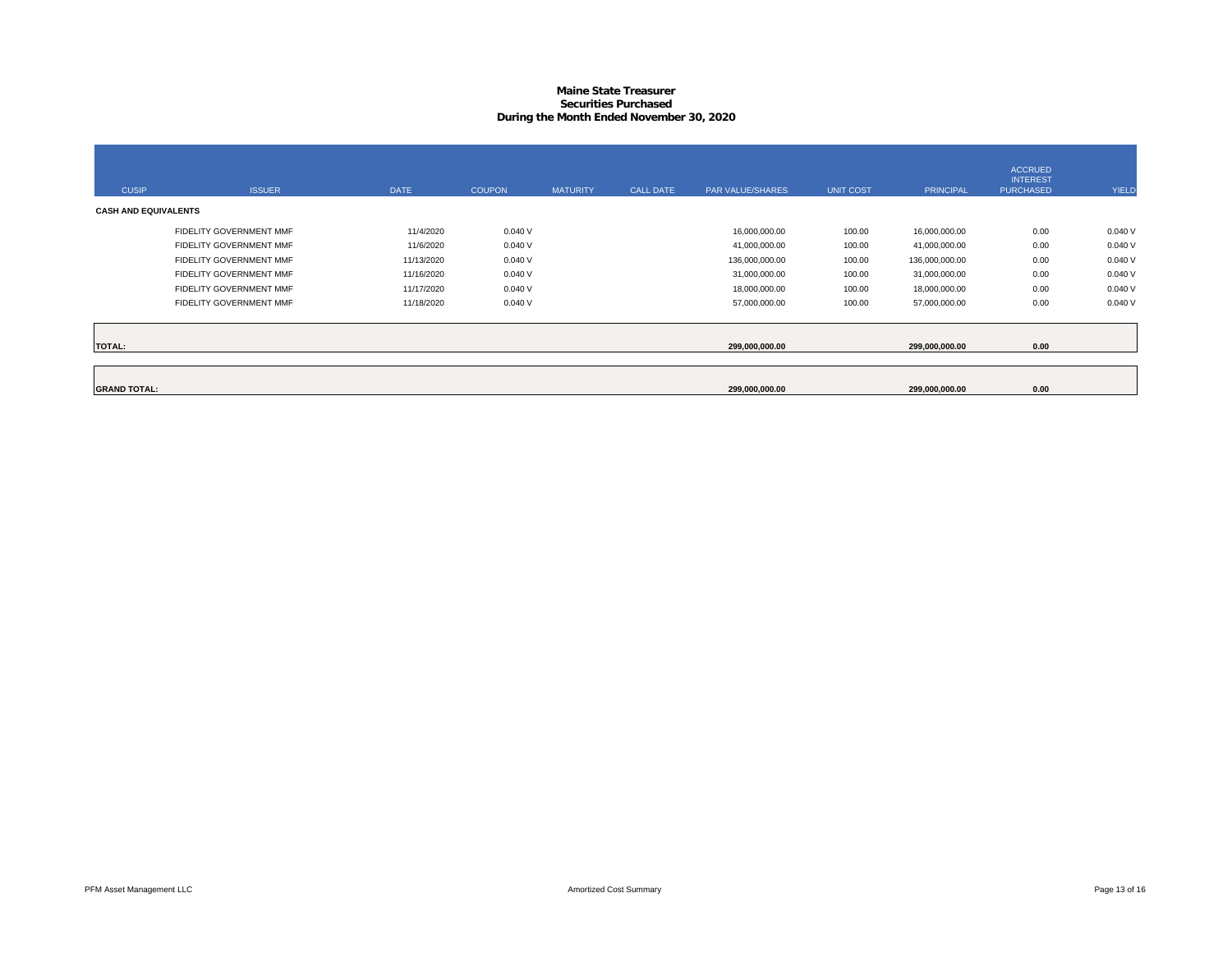# Maine State Treasurer
## Securities Purchased
## During the Month Ended November 30, 2020

| CUSIP | ISSUER | DATE | COUPON | MATURITY | CALL DATE | PAR VALUE/SHARES | UNIT COST | PRINCIPAL | ACCRUED INTEREST PURCHASED | YIELD |
|---|---|---|---|---|---|---|---|---|---|---|
| **CASH AND EQUIVALENTS** | | | | | | | | | | |
| | FIDELITY GOVERNMENT MMF | 11/4/2020 | 0.040 V | | | 16,000,000.00 | 100.00 | 16,000,000.00 | 0.00 | 0.040 V |
| | FIDELITY GOVERNMENT MMF | 11/6/2020 | 0.040 V | | | 41,000,000.00 | 100.00 | 41,000,000.00 | 0.00 | 0.040 V |
| | FIDELITY GOVERNMENT MMF | 11/13/2020 | 0.040 V | | | 136,000,000.00 | 100.00 | 136,000,000.00 | 0.00 | 0.040 V |
| | FIDELITY GOVERNMENT MMF | 11/16/2020 | 0.040 V | | | 31,000,000.00 | 100.00 | 31,000,000.00 | 0.00 | 0.040 V |
| | FIDELITY GOVERNMENT MMF | 11/17/2020 | 0.040 V | | | 18,000,000.00 | 100.00 | 18,000,000.00 | 0.00 | 0.040 V |
| | FIDELITY GOVERNMENT MMF | 11/18/2020 | 0.040 V | | | 57,000,000.00 | 100.00 | 57,000,000.00 | 0.00 | 0.040 V |
| **TOTAL:** | | | | | | **299,000,000.00** | | **299,000,000.00** | **0.00** | |
| **GRAND TOTAL:** | | | | | | **299,000,000.00** | | **299,000,000.00** | **0.00** | |

PFM Asset Management LLC | Amortized Cost Summary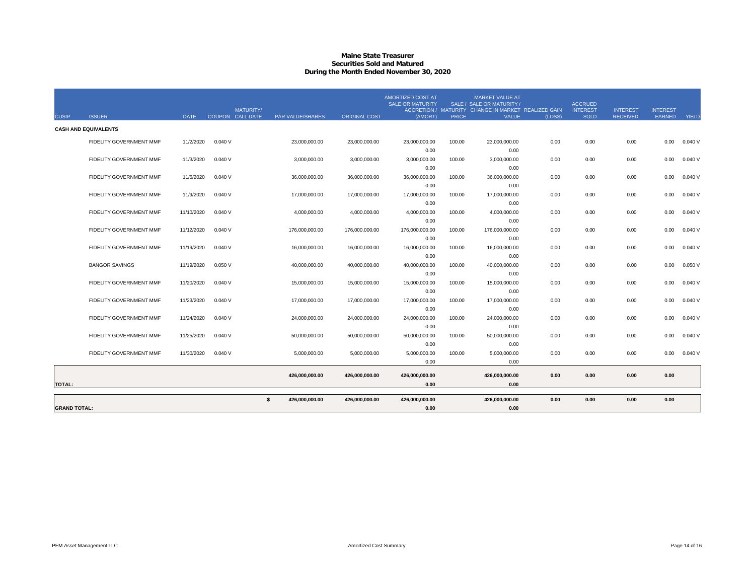# Maine State Treasurer
## Securities Sold and Matured
## During the Month Ended November 30, 2020

| CUSIP | ISSUER | DATE | COUPON | MATURITY/ CALL DATE | PAR VALUE/SHARES | ORIGINAL COST | AMORTIZED COST AT SALE OR MATURITY ACCRETION / (AMORT) | SALE / MATURITY PRICE | MARKET VALUE AT SALE OR MATURITY / CHANGE IN MARKET VALUE | REALIZED GAIN (LOSS) | ACCRUED INTEREST SOLD | INTEREST RECEIVED | INTEREST EARNED | YIELD |
|---|---|---|---|---|---|---|---|---|---|---|---|---|---|---|
| **CASH AND EQUIVALENTS** | | | | | | | | | | | | | | |
| | FIDELITY GOVERNMENT MMF | 11/2/2020 | 0.040 V | | 23,000,000.00 | 23,000,000.00 | 23,000,000.00<br>0.00 | 100.00 | 23,000,000.00<br>0.00 | 0.00 | 0.00 | 0.00 | 0.00 | 0.040 V |
| | FIDELITY GOVERNMENT MMF | 11/3/2020 | 0.040 V | | 3,000,000.00 | 3,000,000.00 | 3,000,000.00<br>0.00 | 100.00 | 3,000,000.00<br>0.00 | 0.00 | 0.00 | 0.00 | 0.00 | 0.040 V |
| | FIDELITY GOVERNMENT MMF | 11/5/2020 | 0.040 V | | 36,000,000.00 | 36,000,000.00 | 36,000,000.00<br>0.00 | 100.00 | 36,000,000.00<br>0.00 | 0.00 | 0.00 | 0.00 | 0.00 | 0.040 V |
| | FIDELITY GOVERNMENT MMF | 11/9/2020 | 0.040 V | | 17,000,000.00 | 17,000,000.00 | 17,000,000.00<br>0.00 | 100.00 | 17,000,000.00<br>0.00 | 0.00 | 0.00 | 0.00 | 0.00 | 0.040 V |
| | FIDELITY GOVERNMENT MMF | 11/10/2020 | 0.040 V | | 4,000,000.00 | 4,000,000.00 | 4,000,000.00<br>0.00 | 100.00 | 4,000,000.00<br>0.00 | 0.00 | 0.00 | 0.00 | 0.00 | 0.040 V |
| | FIDELITY GOVERNMENT MMF | 11/12/2020 | 0.040 V | | 176,000,000.00 | 176,000,000.00 | 176,000,000.00<br>0.00 | 100.00 | 176,000,000.00<br>0.00 | 0.00 | 0.00 | 0.00 | 0.00 | 0.040 V |
| | FIDELITY GOVERNMENT MMF | 11/19/2020 | 0.040 V | | 16,000,000.00 | 16,000,000.00 | 16,000,000.00<br>0.00 | 100.00 | 16,000,000.00<br>0.00 | 0.00 | 0.00 | 0.00 | 0.00 | 0.040 V |
| | BANGOR SAVINGS | 11/19/2020 | 0.050 V | | 40,000,000.00 | 40,000,000.00 | 40,000,000.00<br>0.00 | 100.00 | 40,000,000.00<br>0.00 | 0.00 | 0.00 | 0.00 | 0.00 | 0.050 V |
| | FIDELITY GOVERNMENT MMF | 11/20/2020 | 0.040 V | | 15,000,000.00 | 15,000,000.00 | 15,000,000.00<br>0.00 | 100.00 | 15,000,000.00<br>0.00 | 0.00 | 0.00 | 0.00 | 0.00 | 0.040 V |
| | FIDELITY GOVERNMENT MMF | 11/23/2020 | 0.040 V | | 17,000,000.00 | 17,000,000.00 | 17,000,000.00<br>0.00 | 100.00 | 17,000,000.00<br>0.00 | 0.00 | 0.00 | 0.00 | 0.00 | 0.040 V |
| | FIDELITY GOVERNMENT MMF | 11/24/2020 | 0.040 V | | 24,000,000.00 | 24,000,000.00 | 24,000,000.00<br>0.00 | 100.00 | 24,000,000.00<br>0.00 | 0.00 | 0.00 | 0.00 | 0.00 | 0.040 V |
| | FIDELITY GOVERNMENT MMF | 11/25/2020 | 0.040 V | | 50,000,000.00 | 50,000,000.00 | 50,000,000.00<br>0.00 | 100.00 | 50,000,000.00<br>0.00 | 0.00 | 0.00 | 0.00 | 0.00 | 0.040 V |
| | FIDELITY GOVERNMENT MMF | 11/30/2020 | 0.040 V | | 5,000,000.00 | 5,000,000.00 | 5,000,000.00<br>0.00 | 100.00 | 5,000,000.00<br>0.00 | 0.00 | 0.00 | 0.00 | 0.00 | 0.040 V |
| **TOTAL:** | | | | | **426,000,000.00** | **426,000,000.00** | **426,000,000.00**<br>**0.00** | | **426,000,000.00**<br>**0.00** | **0.00** | **0.00** | **0.00** | **0.00** | |
| **GRAND TOTAL:** | | | | | **$ 426,000,000.00** | **426,000,000.00** | **426,000,000.00**<br>**0.00** | | **426,000,000.00**<br>**0.00** | **0.00** | **0.00** | **0.00** | **0.00** | |

PFM Asset Management LLC — Amortized Cost Summary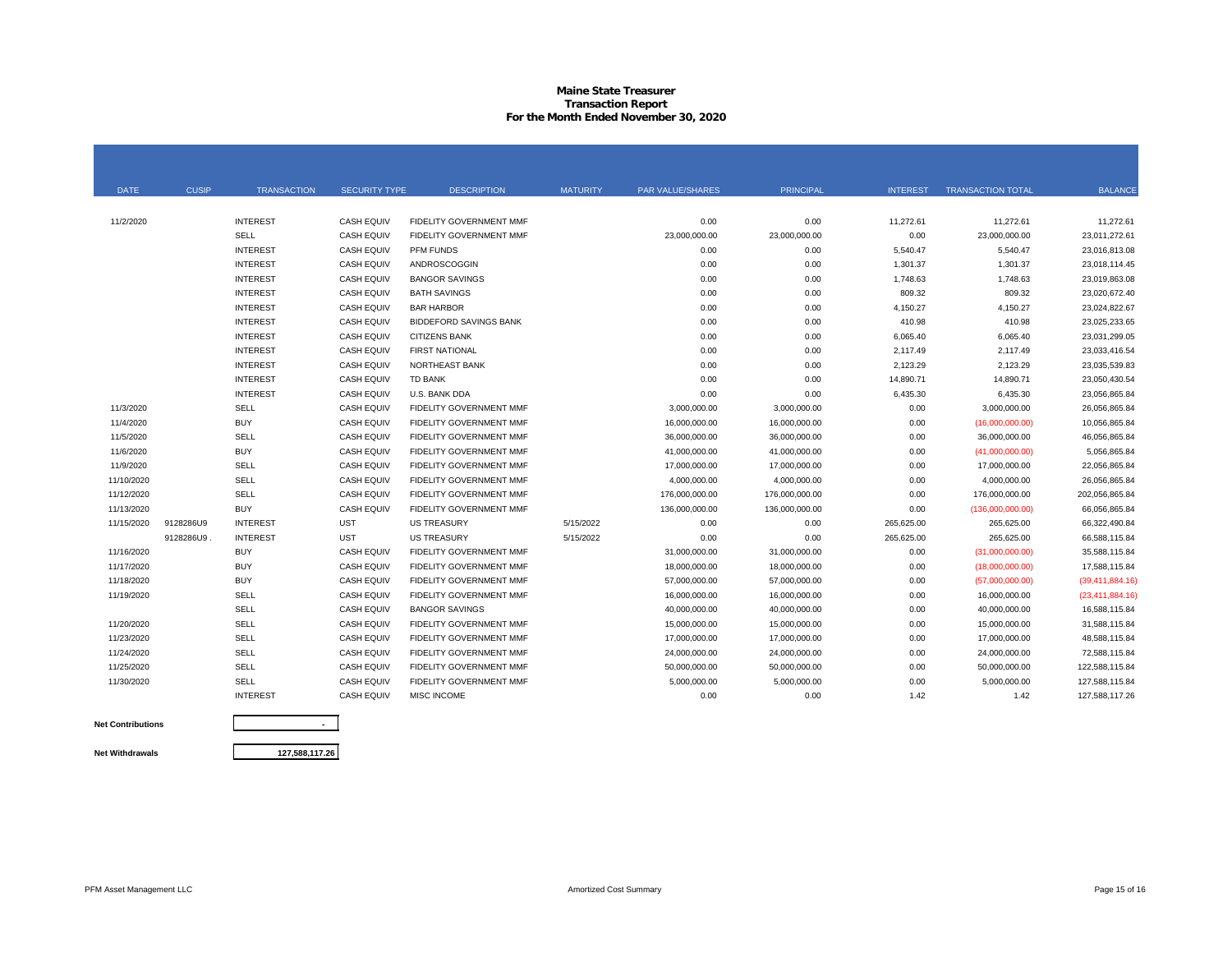# Maine State Treasurer
## Transaction Report
### For the Month Ended November 30, 2020

| DATE | CUSIP | TRANSACTION | SECURITY TYPE | DESCRIPTION | MATURITY | PAR VALUE/SHARES | PRINCIPAL | INTEREST | TRANSACTION TOTAL | BALANCE |
|---|---|---|---|---|---|---|---|---|---|---|
| 11/2/2020 | | INTEREST | CASH EQUIV | FIDELITY GOVERNMENT MMF | | 0.00 | 0.00 | 11,272.61 | 11,272.61 | 11,272.61 |
| | | SELL | CASH EQUIV | FIDELITY GOVERNMENT MMF | | 23,000,000.00 | 23,000,000.00 | 0.00 | 23,000,000.00 | 23,011,272.61 |
| | | INTEREST | CASH EQUIV | PFM FUNDS | | 0.00 | 0.00 | 5,540.47 | 5,540.47 | 23,016,813.08 |
| | | INTEREST | CASH EQUIV | ANDROSCOGGIN | | 0.00 | 0.00 | 1,301.37 | 1,301.37 | 23,018,114.45 |
| | | INTEREST | CASH EQUIV | BANGOR SAVINGS | | 0.00 | 0.00 | 1,748.63 | 1,748.63 | 23,019,863.08 |
| | | INTEREST | CASH EQUIV | BATH SAVINGS | | 0.00 | 0.00 | 809.32 | 809.32 | 23,020,672.40 |
| | | INTEREST | CASH EQUIV | BAR HARBOR | | 0.00 | 0.00 | 4,150.27 | 4,150.27 | 23,024,822.67 |
| | | INTEREST | CASH EQUIV | BIDDEFORD SAVINGS BANK | | 0.00 | 0.00 | 410.98 | 410.98 | 23,025,233.65 |
| | | INTEREST | CASH EQUIV | CITIZENS BANK | | 0.00 | 0.00 | 6,065.40 | 6,065.40 | 23,031,299.05 |
| | | INTEREST | CASH EQUIV | FIRST NATIONAL | | 0.00 | 0.00 | 2,117.49 | 2,117.49 | 23,033,416.54 |
| | | INTEREST | CASH EQUIV | NORTHEAST BANK | | 0.00 | 0.00 | 2,123.29 | 2,123.29 | 23,035,539.83 |
| | | INTEREST | CASH EQUIV | TD BANK | | 0.00 | 0.00 | 14,890.71 | 14,890.71 | 23,050,430.54 |
| | | INTEREST | CASH EQUIV | U.S. BANK DDA | | 0.00 | 0.00 | 6,435.30 | 6,435.30 | 23,056,865.84 |
| 11/3/2020 | | SELL | CASH EQUIV | FIDELITY GOVERNMENT MMF | | 3,000,000.00 | 3,000,000.00 | 0.00 | 3,000,000.00 | 26,056,865.84 |
| 11/4/2020 | | BUY | CASH EQUIV | FIDELITY GOVERNMENT MMF | | 16,000,000.00 | 16,000,000.00 | 0.00 | (16,000,000.00) | 10,056,865.84 |
| 11/5/2020 | | SELL | CASH EQUIV | FIDELITY GOVERNMENT MMF | | 36,000,000.00 | 36,000,000.00 | 0.00 | 36,000,000.00 | 46,056,865.84 |
| 11/6/2020 | | BUY | CASH EQUIV | FIDELITY GOVERNMENT MMF | | 41,000,000.00 | 41,000,000.00 | 0.00 | (41,000,000.00) | 5,056,865.84 |
| 11/9/2020 | | SELL | CASH EQUIV | FIDELITY GOVERNMENT MMF | | 17,000,000.00 | 17,000,000.00 | 0.00 | 17,000,000.00 | 22,056,865.84 |
| 11/10/2020 | | SELL | CASH EQUIV | FIDELITY GOVERNMENT MMF | | 4,000,000.00 | 4,000,000.00 | 0.00 | 4,000,000.00 | 26,056,865.84 |
| 11/12/2020 | | SELL | CASH EQUIV | FIDELITY GOVERNMENT MMF | | 176,000,000.00 | 176,000,000.00 | 0.00 | 176,000,000.00 | 202,056,865.84 |
| 11/13/2020 | | BUY | CASH EQUIV | FIDELITY GOVERNMENT MMF | | 136,000,000.00 | 136,000,000.00 | 0.00 | (136,000,000.00) | 66,056,865.84 |
| 11/15/2020 | 9128286U9 | INTEREST | UST | US TREASURY | 5/15/2022 | 0.00 | 0.00 | 265,625.00 | 265,625.00 | 66,322,490.84 |
| | 9128286U9 . | INTEREST | UST | US TREASURY | 5/15/2022 | 0.00 | 0.00 | 265,625.00 | 265,625.00 | 66,588,115.84 |
| 11/16/2020 | | BUY | CASH EQUIV | FIDELITY GOVERNMENT MMF | | 31,000,000.00 | 31,000,000.00 | 0.00 | (31,000,000.00) | 35,588,115.84 |
| 11/17/2020 | | BUY | CASH EQUIV | FIDELITY GOVERNMENT MMF | | 18,000,000.00 | 18,000,000.00 | 0.00 | (18,000,000.00) | 17,588,115.84 |
| 11/18/2020 | | BUY | CASH EQUIV | FIDELITY GOVERNMENT MMF | | 57,000,000.00 | 57,000,000.00 | 0.00 | (57,000,000.00) | (39,411,884.16) |
| 11/19/2020 | | SELL | CASH EQUIV | FIDELITY GOVERNMENT MMF | | 16,000,000.00 | 16,000,000.00 | 0.00 | 16,000,000.00 | (23,411,884.16) |
| | | SELL | CASH EQUIV | BANGOR SAVINGS | | 40,000,000.00 | 40,000,000.00 | 0.00 | 40,000,000.00 | 16,588,115.84 |
| 11/20/2020 | | SELL | CASH EQUIV | FIDELITY GOVERNMENT MMF | | 15,000,000.00 | 15,000,000.00 | 0.00 | 15,000,000.00 | 31,588,115.84 |
| 11/23/2020 | | SELL | CASH EQUIV | FIDELITY GOVERNMENT MMF | | 17,000,000.00 | 17,000,000.00 | 0.00 | 17,000,000.00 | 48,588,115.84 |
| 11/24/2020 | | SELL | CASH EQUIV | FIDELITY GOVERNMENT MMF | | 24,000,000.00 | 24,000,000.00 | 0.00 | 24,000,000.00 | 72,588,115.84 |
| 11/25/2020 | | SELL | CASH EQUIV | FIDELITY GOVERNMENT MMF | | 50,000,000.00 | 50,000,000.00 | 0.00 | 50,000,000.00 | 122,588,115.84 |
| 11/30/2020 | | SELL | CASH EQUIV | FIDELITY GOVERNMENT MMF | | 5,000,000.00 | 5,000,000.00 | 0.00 | 5,000,000.00 | 127,588,115.84 |
| | | INTEREST | CASH EQUIV | MISC INCOME | | 0.00 | 0.00 | 1.42 | 1.42 | 127,588,117.26 |

| | |
|---|---|
| **Net Contributions** | - |
| **Net Withdrawals** | 127,588,117.26 |

PFM Asset Management LLC — Amortized Cost Summary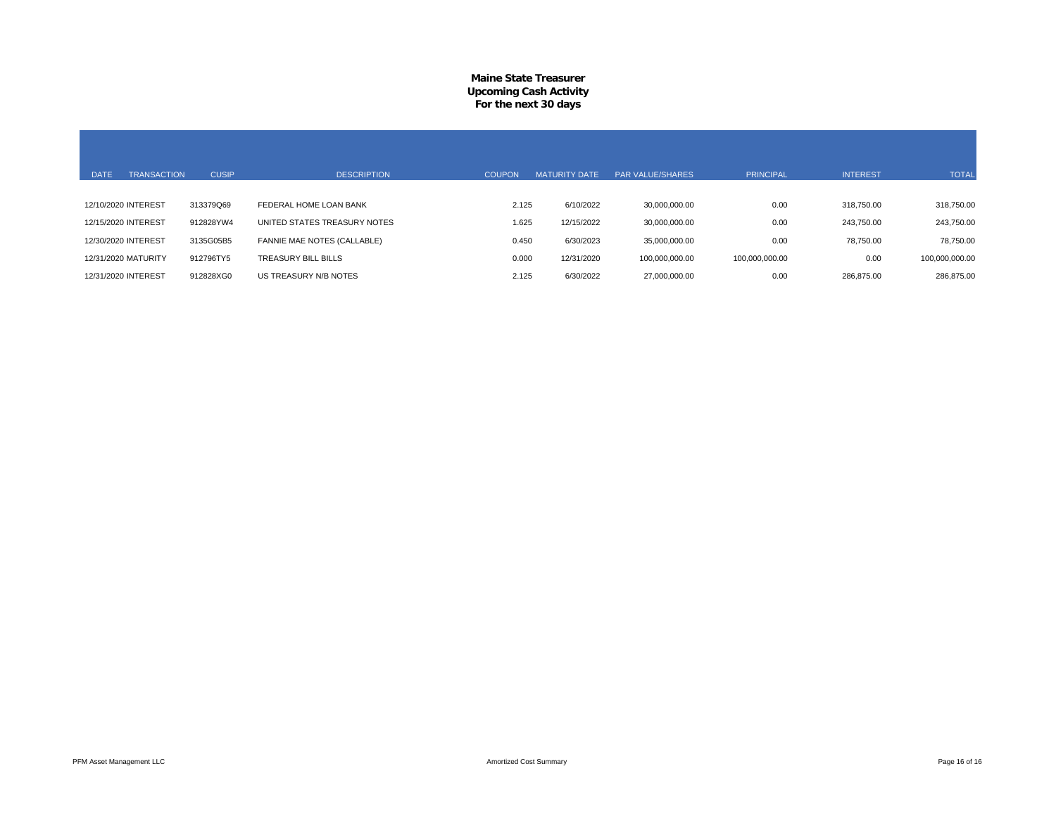**Maine State Treasurer**
**Upcoming Cash Activity**
**For the next 30 days**

| DATE | TRANSACTION | CUSIP | DESCRIPTION | COUPON | MATURITY DATE | PAR VALUE/SHARES | PRINCIPAL | INTEREST | TOTAL |
|---|---|---|---|---|---|---|---|---|---|
| 12/10/2020 | INTEREST | 313379Q69 | FEDERAL HOME LOAN BANK | 2.125 | 6/10/2022 | 30,000,000.00 | 0.00 | 318,750.00 | 318,750.00 |
| 12/15/2020 | INTEREST | 912828YW4 | UNITED STATES TREASURY NOTES | 1.625 | 12/15/2022 | 30,000,000.00 | 0.00 | 243,750.00 | 243,750.00 |
| 12/30/2020 | INTEREST | 3135G05B5 | FANNIE MAE NOTES (CALLABLE) | 0.450 | 6/30/2023 | 35,000,000.00 | 0.00 | 78,750.00 | 78,750.00 |
| 12/31/2020 | MATURITY | 912796TY5 | TREASURY BILL BILLS | 0.000 | 12/31/2020 | 100,000,000.00 | 100,000,000.00 | 0.00 | 100,000,000.00 |
| 12/31/2020 | INTEREST | 912828XG0 | US TREASURY N/B NOTES | 2.125 | 6/30/2022 | 27,000,000.00 | 0.00 | 286,875.00 | 286,875.00 |